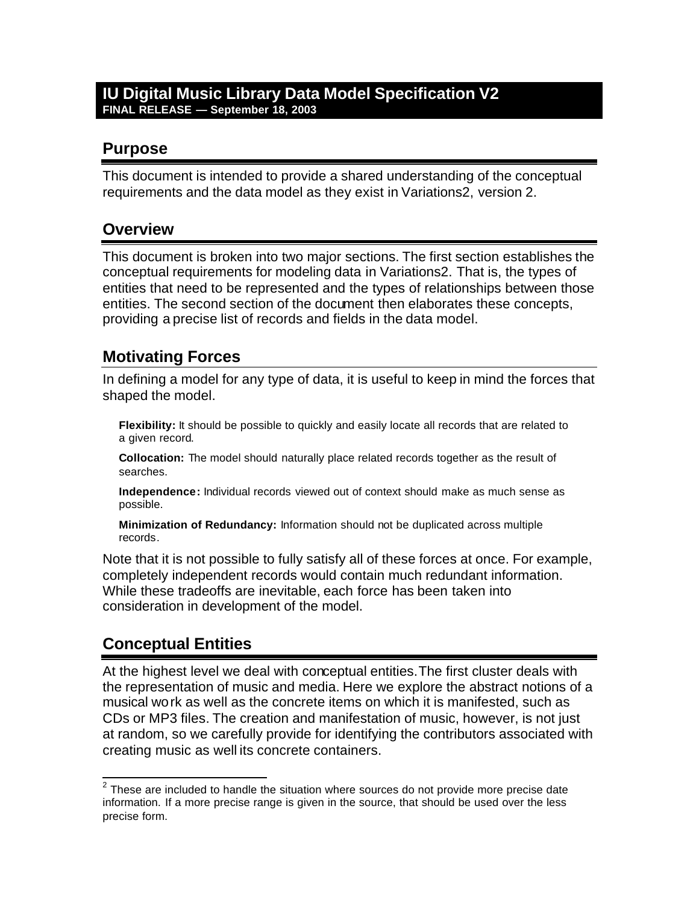# IU Digital Music Library Data Model Specification V2

**FINAL RELEASE — September 18, 2003**

## Purpose

This document is intended to provide a shared understanding of the conceptual requirements and the data model as they exist in Variations2, version 2.

## Overview

This document is broken into two major sections. The first section establishes the conceptual requirements for modeling data in Variations2. That is, the types of entities that need to be represented and the types of relationships between those entities. The second section of the document then elaborates these concepts, providing a precise list of records and fields in the data model.

## Motivating Forces

In defining a model for any type of data, it is useful to keep in mind the forces that shaped the model.

**Flexibility:** It should be possible to quickly and easily locate all records that are related to a given record.

**Collocation:** The model should naturally place related records together as the result of searches.

**Independence:** Individual records viewed out of context should make as much sense as possible.

**Minimization of Redundancy:** Information should not be duplicated across multiple records.

Note that it is not possible to fully satisfy all of these forces at once. For example, completely independent records would contain much redundant information. While these tradeoffs are inevitable, each force has been taken into consideration in development of the model.

## Conceptual Entities

At the highest level we deal with conceptual entities. The first cluster deals with the representation of music and media. Here we explore the abstract notions of a musical work as well as the concrete items on which it is manifested, such as CDs or MP3 files. The creation and manifestation of music, however, is not just at random, so we carefully provide for identifying the contributors associated with creating music as well its concrete containers.

[2] These are included to handle the situation where sources do not provide more precise date information. If a more precise range is given in the source, that should be used over the less precise form.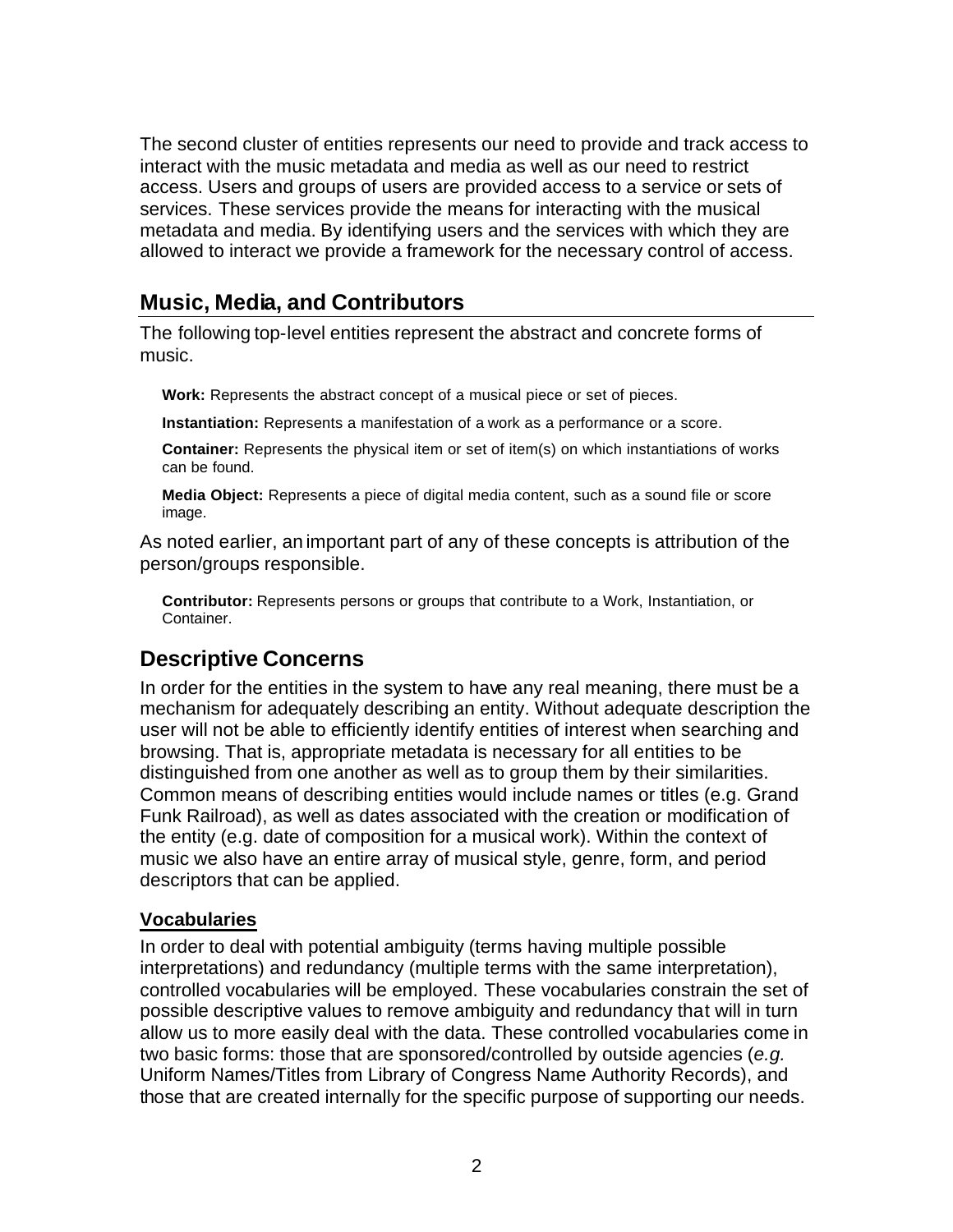The second cluster of entities represents our need to provide and track access to interact with the music metadata and media as well as our need to restrict access. Users and groups of users are provided access to a service or sets of services. These services provide the means for interacting with the musical metadata and media. By identifying users and the services with which they are allowed to interact we provide a framework for the necessary control of access.

## Music, Media, and Contributors

The following top-level entities represent the abstract and concrete forms of music.

**Work:** Represents the abstract concept of a musical piece or set of pieces.

**Instantiation:** Represents a manifestation of a work as a performance or a score.

**Container:** Represents the physical item or set of item(s) on which instantiations of works can be found.

**Media Object:** Represents a piece of digital media content, such as a sound file or score image.

As noted earlier, an important part of any of these concepts is attribution of the person/groups responsible.

**Contributor:** Represents persons or groups that contribute to a Work, Instantiation, or Container.

## Descriptive Concerns

In order for the entities in the system to have any real meaning, there must be a mechanism for adequately describing an entity. Without adequate description the user will not be able to efficiently identify entities of interest when searching and browsing. That is, appropriate metadata is necessary for all entities to be distinguished from one another as well as to group them by their similarities. Common means of describing entities would include names or titles (e.g. Grand Funk Railroad), as well as dates associated with the creation or modification of the entity (e.g. date of composition for a musical work). Within the context of music we also have an entire array of musical style, genre, form, and period descriptors that can be applied.

### Vocabularies

In order to deal with potential ambiguity (terms having multiple possible interpretations) and redundancy (multiple terms with the same interpretation), controlled vocabularies will be employed. These vocabularies constrain the set of possible descriptive values to remove ambiguity and redundancy that will in turn allow us to more easily deal with the data. These controlled vocabularies come in two basic forms: those that are sponsored/controlled by outside agencies (*e.g.* Uniform Names/Titles from Library of Congress Name Authority Records), and those that are created internally for the specific purpose of supporting our needs.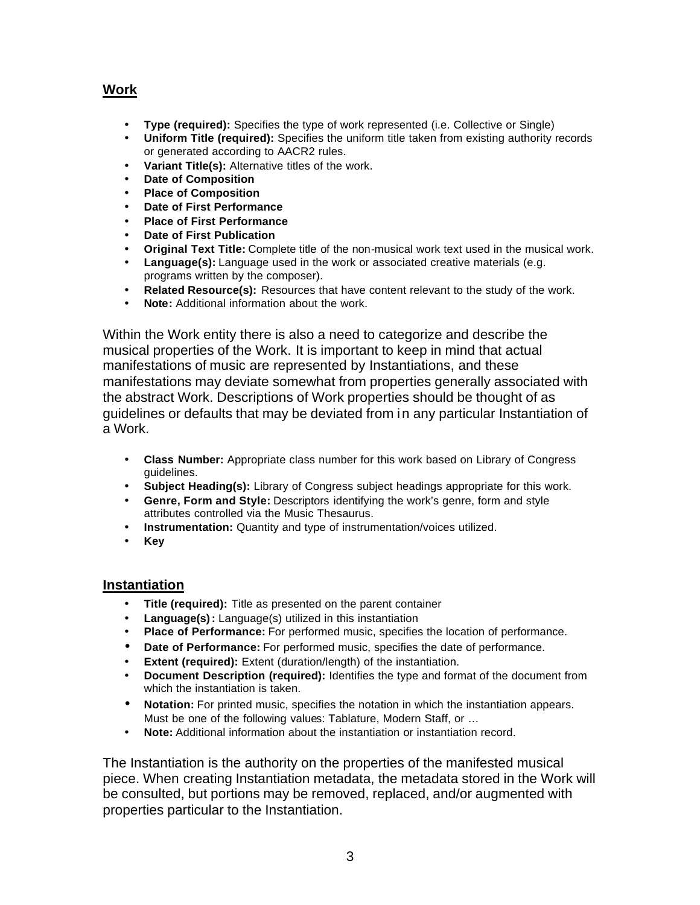## Work

- **Type (required):** Specifies the type of work represented (i.e. Collective or Single)
- **Uniform Title (required):** Specifies the uniform title taken from existing authority records or generated according to AACR2 rules.
- **Variant Title(s):** Alternative titles of the work.
- **Date of Composition**
- **Place of Composition**
- **Date of First Performance**
- **Place of First Performance**
- **Date of First Publication**
- **Original Text Title:** Complete title of the non-musical work text used in the musical work.
- **Language(s):** Language used in the work or associated creative materials (e.g. programs written by the composer).
- **Related Resource(s):** Resources that have content relevant to the study of the work.
- **Note:** Additional information about the work.

Within the Work entity there is also a need to categorize and describe the musical properties of the Work. It is important to keep in mind that actual manifestations of music are represented by Instantiations, and these manifestations may deviate somewhat from properties generally associated with the abstract Work. Descriptions of Work properties should be thought of as guidelines or defaults that may be deviated from in any particular Instantiation of a Work.

- **Class Number:** Appropriate class number for this work based on Library of Congress guidelines.
- **Subject Heading(s):** Library of Congress subject headings appropriate for this work.
- **Genre, Form and Style:** Descriptors identifying the work's genre, form and style attributes controlled via the Music Thesaurus.
- **Instrumentation:** Quantity and type of instrumentation/voices utilized.
- **Key**

## Instantiation

- **Title (required):** Title as presented on the parent container
- **Language(s):** Language(s) utilized in this instantiation
- **Place of Performance:** For performed music, specifies the location of performance.
- **Date of Performance:** For performed music, specifies the date of performance.
- **Extent (required):** Extent (duration/length) of the instantiation.
- **Document Description (required):** Identifies the type and format of the document from which the instantiation is taken.
- **Notation:** For printed music, specifies the notation in which the instantiation appears. Must be one of the following values: Tablature, Modern Staff, or …
- **Note:** Additional information about the instantiation or instantiation record.

The Instantiation is the authority on the properties of the manifested musical piece. When creating Instantiation metadata, the metadata stored in the Work will be consulted, but portions may be removed, replaced, and/or augmented with properties particular to the Instantiation.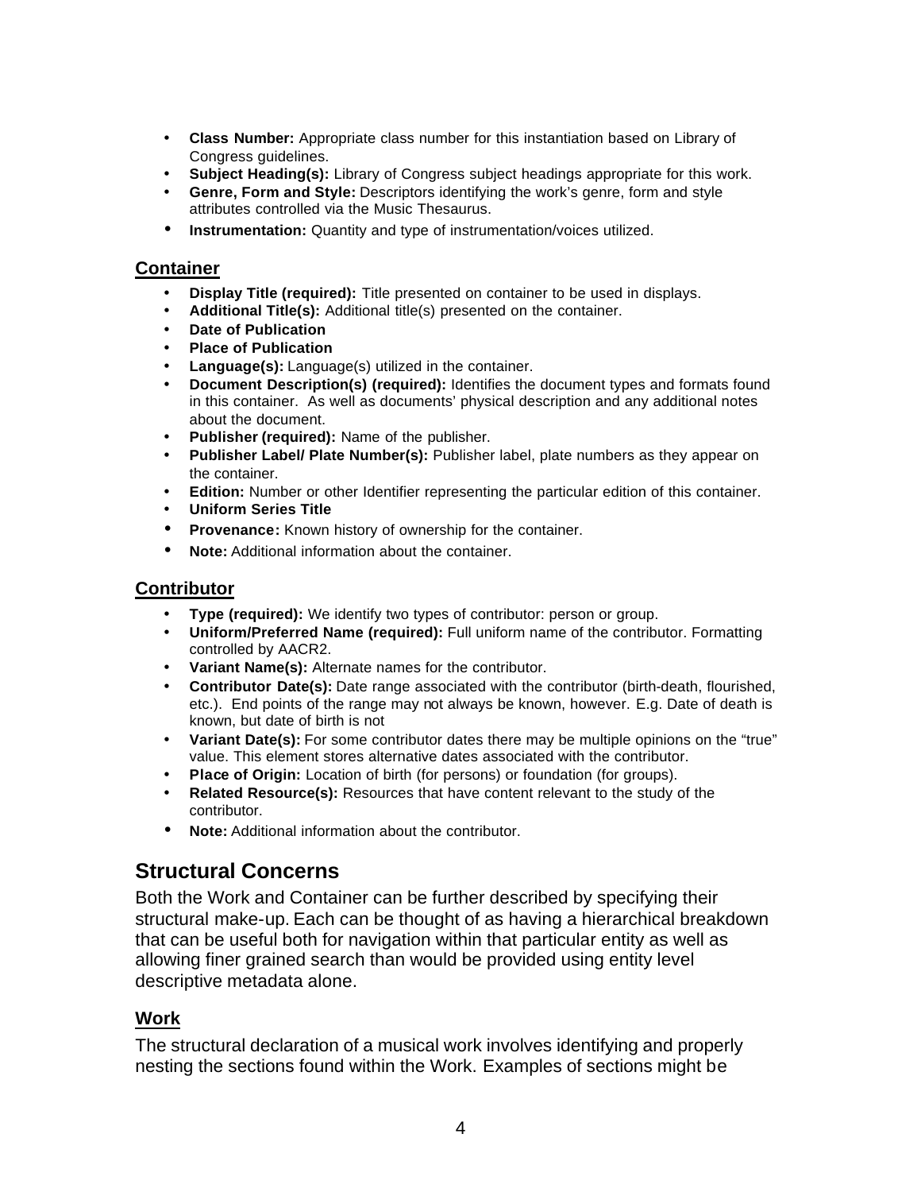- **Class Number:** Appropriate class number for this instantiation based on Library of Congress guidelines.
- **Subject Heading(s):** Library of Congress subject headings appropriate for this work.
- **Genre, Form and Style:** Descriptors identifying the work's genre, form and style attributes controlled via the Music Thesaurus.
- **Instrumentation:** Quantity and type of instrumentation/voices utilized.

### Container

- **Display Title (required):** Title presented on container to be used in displays.
- **Additional Title(s):** Additional title(s) presented on the container.
- **Date of Publication**
- **Place of Publication**
- **Language(s):** Language(s) utilized in the container.
- **Document Description(s) (required):** Identifies the document types and formats found in this container. As well as documents' physical description and any additional notes about the document.
- **Publisher (required):** Name of the publisher.
- **Publisher Label/ Plate Number(s):** Publisher label, plate numbers as they appear on the container.
- **Edition:** Number or other Identifier representing the particular edition of this container.
- **Uniform Series Title**
- **Provenance:** Known history of ownership for the container.
- **Note:** Additional information about the container.

### Contributor

- **Type (required):** We identify two types of contributor: person or group.
- **Uniform/Preferred Name (required):** Full uniform name of the contributor. Formatting controlled by AACR2.
- **Variant Name(s):** Alternate names for the contributor.
- **Contributor Date(s):** Date range associated with the contributor (birth-death, flourished, etc.). End points of the range may not always be known, however. E.g. Date of death is known, but date of birth is not
- **Variant Date(s):** For some contributor dates there may be multiple opinions on the "true" value. This element stores alternative dates associated with the contributor.
- **Place of Origin:** Location of birth (for persons) or foundation (for groups).
- **Related Resource(s):** Resources that have content relevant to the study of the contributor.
- **Note:** Additional information about the contributor.

## Structural Concerns

Both the Work and Container can be further described by specifying their structural make-up. Each can be thought of as having a hierarchical breakdown that can be useful both for navigation within that particular entity as well as allowing finer grained search than would be provided using entity level descriptive metadata alone.

### Work

The structural declaration of a musical work involves identifying and properly nesting the sections found within the Work. Examples of sections might be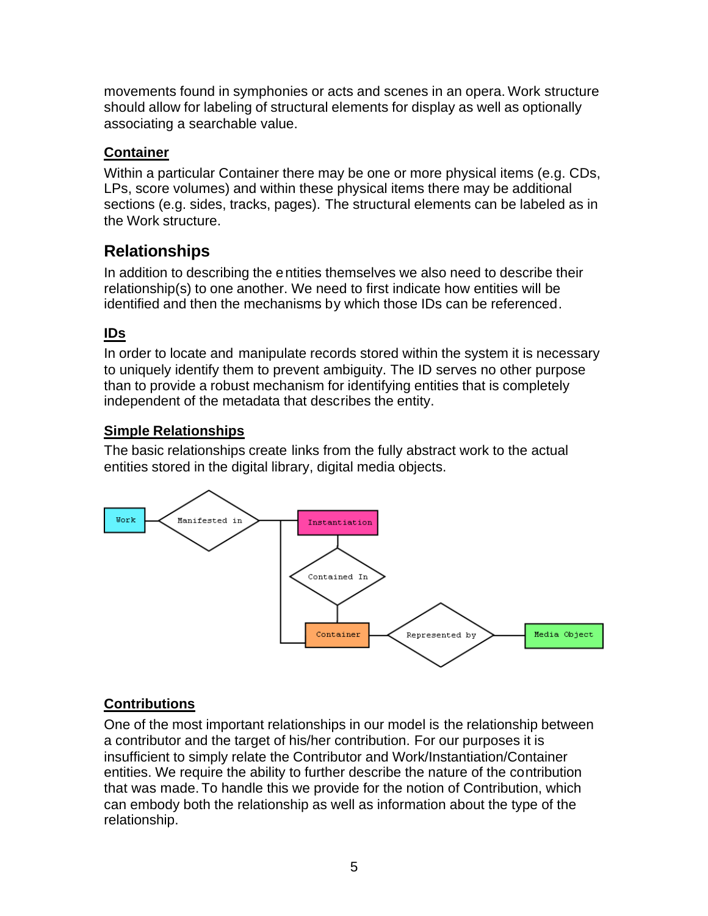movements found in symphonies or acts and scenes in an opera. Work structure should allow for labeling of structural elements for display as well as optionally associating a searchable value.

### Container

Within a particular Container there may be one or more physical items (e.g. CDs, LPs, score volumes) and within these physical items there may be additional sections (e.g. sides, tracks, pages). The structural elements can be labeled as in the Work structure.

## Relationships

In addition to describing the entities themselves we also need to describe their relationship(s) to one another. We need to first indicate how entities will be identified and then the mechanisms by which those IDs can be referenced.

### IDs

In order to locate and manipulate records stored within the system it is necessary to uniquely identify them to prevent ambiguity. The ID serves no other purpose than to provide a robust mechanism for identifying entities that is completely independent of the metadata that describes the entity.

### Simple Relationships

The basic relationships create links from the fully abstract work to the actual entities stored in the digital library, digital media objects.

Work — Manifested in — Instantiation / Container

Instantiation — Contained In — Container

Container — Represented by — Media Object

### Contributions

One of the most important relationships in our model is the relationship between a contributor and the target of his/her contribution. For our purposes it is insufficient to simply relate the Contributor and Work/Instantiation/Container entities. We require the ability to further describe the nature of the contribution that was made. To handle this we provide for the notion of Contribution, which can embody both the relationship as well as information about the type of the relationship.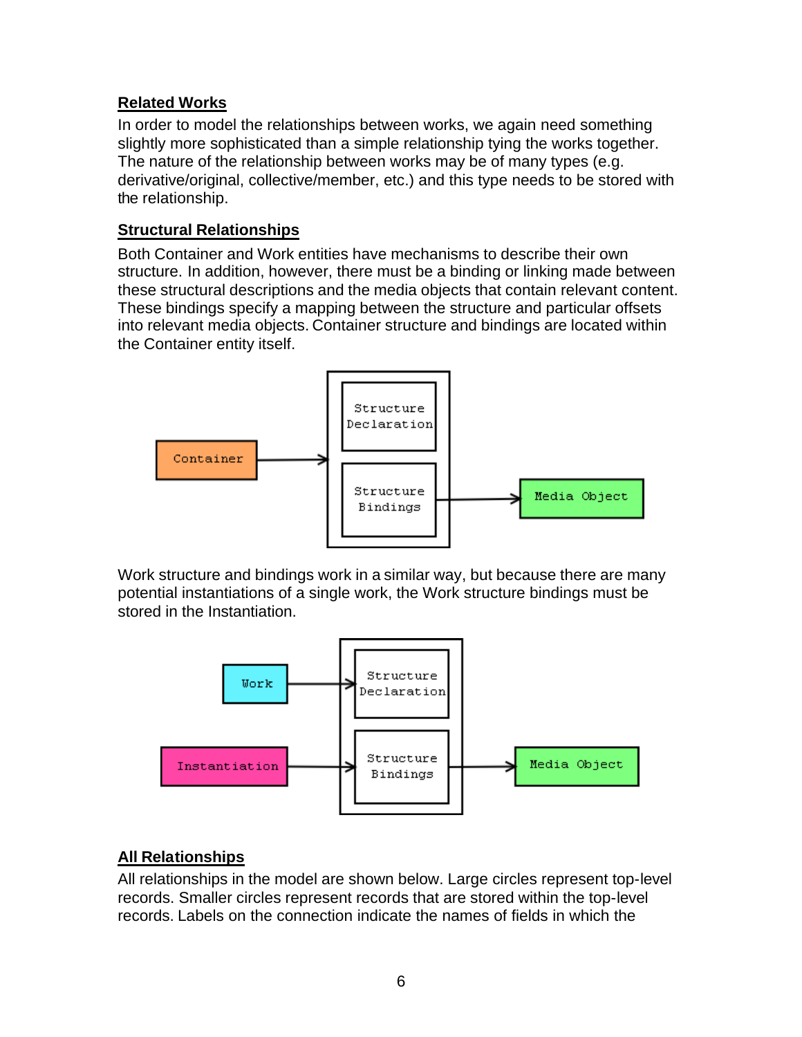### Related Works

In order to model the relationships between works, we again need something slightly more sophisticated than a simple relationship tying the works together. The nature of the relationship between works may be of many types (e.g. derivative/original, collective/member, etc.) and this type needs to be stored with the relationship.

### Structural Relationships

Both Container and Work entities have mechanisms to describe their own structure. In addition, however, there must be a binding or linking made between these structural descriptions and the media objects that contain relevant content. These bindings specify a mapping between the structure and particular offsets into relevant media objects. Container structure and bindings are located within the Container entity itself.

Work structure and bindings work in a similar way, but because there are many potential instantiations of a single work, the Work structure bindings must be stored in the Instantiation.

### All Relationships

All relationships in the model are shown below. Large circles represent top-level records. Smaller circles represent records that are stored within the top-level records. Labels on the connection indicate the names of fields in which the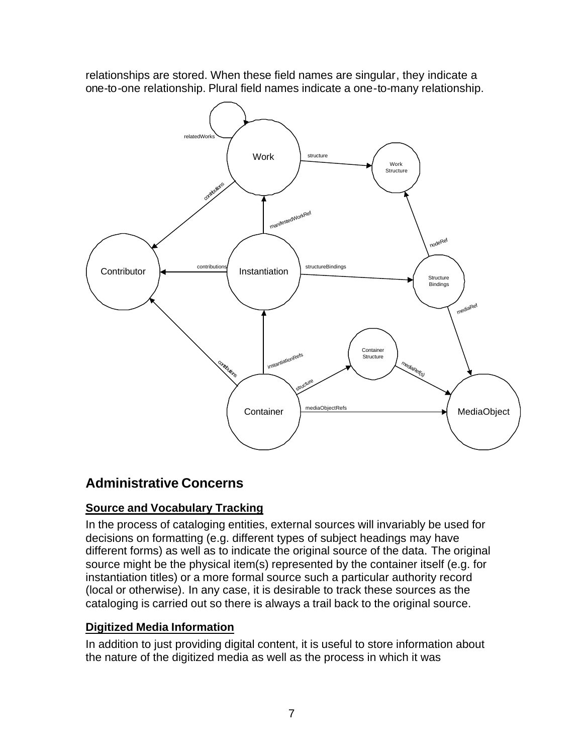relationships are stored. When these field names are singular, they indicate a one-to-one relationship. Plural field names indicate a one-to-many relationship.

## Administrative Concerns

### Source and Vocabulary Tracking

In the process of cataloging entities, external sources will invariably be used for decisions on formatting (e.g. different types of subject headings may have different forms) as well as to indicate the original source of the data. The original source might be the physical item(s) represented by the container itself (e.g. for instantiation titles) or a more formal source such a particular authority record (local or otherwise). In any case, it is desirable to track these sources as the cataloging is carried out so there is always a trail back to the original source.

### Digitized Media Information

In addition to just providing digital content, it is useful to store information about the nature of the digitized media as well as the process in which it was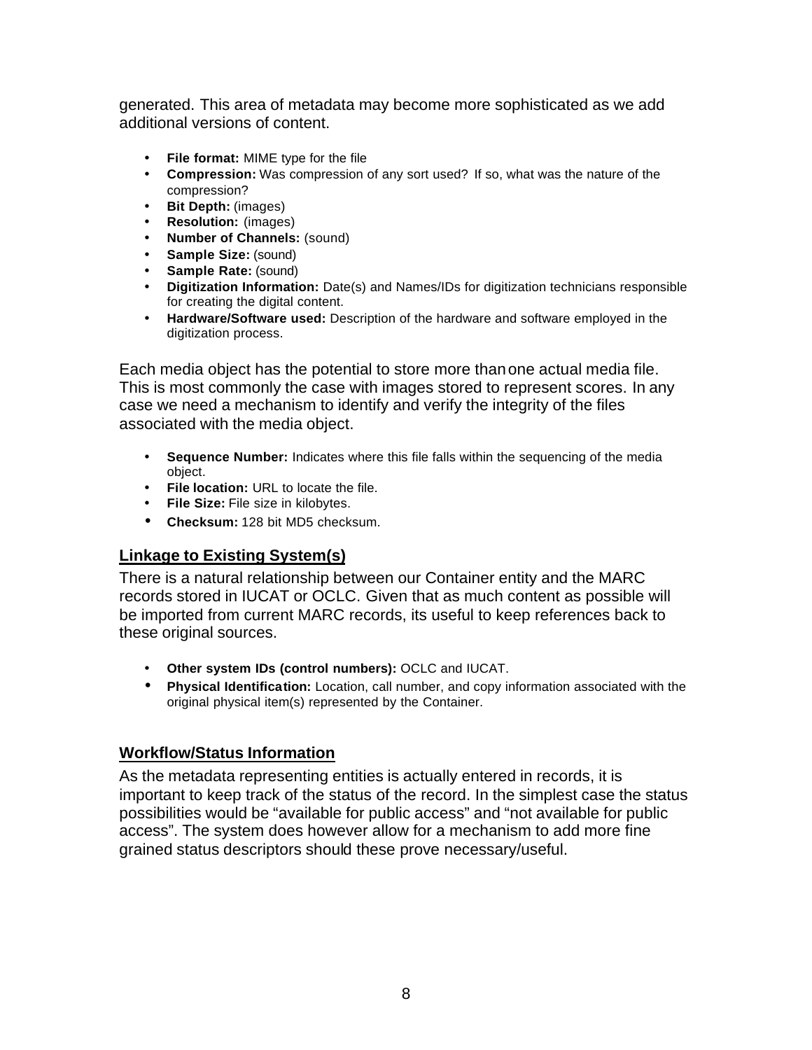generated. This area of metadata may become more sophisticated as we add additional versions of content.

- **File format:** MIME type for the file
- **Compression:** Was compression of any sort used? If so, what was the nature of the compression?
- **Bit Depth:** (images)
- **Resolution:** (images)
- **Number of Channels:** (sound)
- **Sample Size:** (sound)
- **Sample Rate:** (sound)
- **Digitization Information:** Date(s) and Names/IDs for digitization technicians responsible for creating the digital content.
- **Hardware/Software used:** Description of the hardware and software employed in the digitization process.

Each media object has the potential to store more than one actual media file. This is most commonly the case with images stored to represent scores. In any case we need a mechanism to identify and verify the integrity of the files associated with the media object.

- **Sequence Number:** Indicates where this file falls within the sequencing of the media object.
- **File location:** URL to locate the file.
- **File Size:** File size in kilobytes.
- **Checksum:** 128 bit MD5 checksum.

## Linkage to Existing System(s)

There is a natural relationship between our Container entity and the MARC records stored in IUCAT or OCLC. Given that as much content as possible will be imported from current MARC records, its useful to keep references back to these original sources.

- **Other system IDs (control numbers):** OCLC and IUCAT.
- **Physical Identification:** Location, call number, and copy information associated with the original physical item(s) represented by the Container.

## Workflow/Status Information

As the metadata representing entities is actually entered in records, it is important to keep track of the status of the record. In the simplest case the status possibilities would be "available for public access" and "not available for public access". The system does however allow for a mechanism to add more fine grained status descriptors should these prove necessary/useful.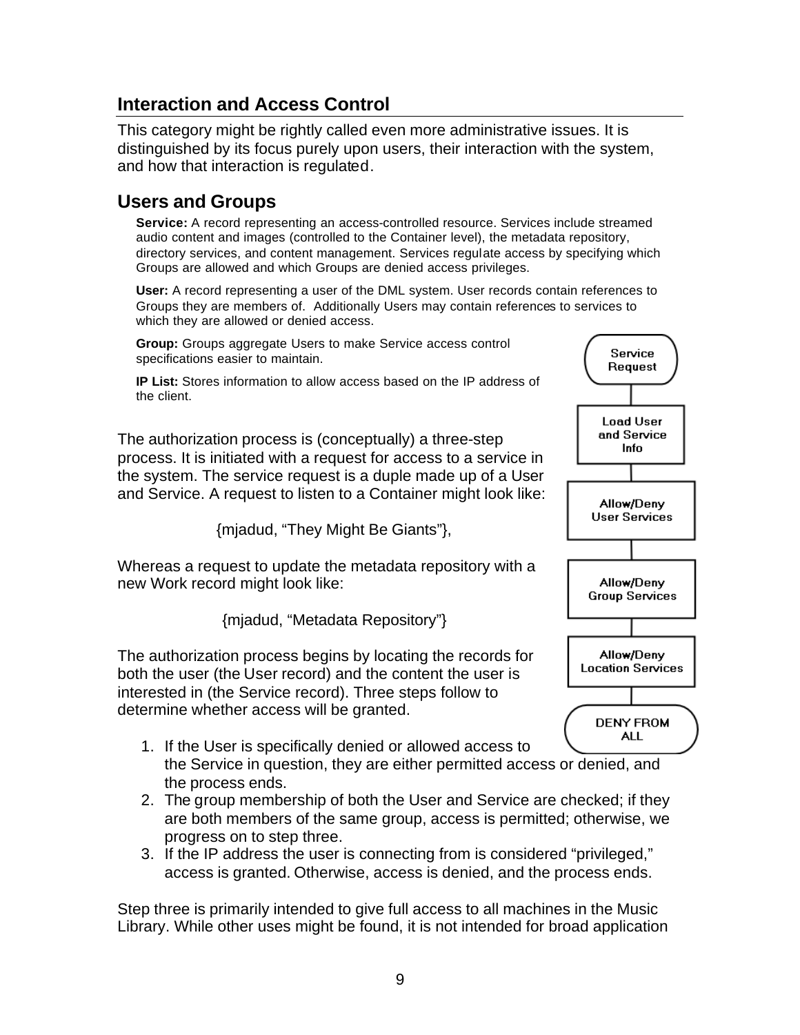## Interaction and Access Control

This category might be rightly called even more administrative issues. It is distinguished by its focus purely upon users, their interaction with the system, and how that interaction is regulated.

## Users and Groups

**Service:** A record representing an access-controlled resource. Services include streamed audio content and images (controlled to the Container level), the metadata repository, directory services, and content management. Services regulate access by specifying which Groups are allowed and which Groups are denied access privileges.

**User:** A record representing a user of the DML system. User records contain references to Groups they are members of. Additionally Users may contain references to services to which they are allowed or denied access.

**Group:** Groups aggregate Users to make Service access control specifications easier to maintain.

**IP List:** Stores information to allow access based on the IP address of the client.

Service Request → Load User and Service Info → Allow/Deny User Services → Allow/Deny Group Services → Allow/Deny Location Services → DENY FROM ALL

The authorization process is (conceptually) a three-step process. It is initiated with a request for access to a service in the system. The service request is a duple made up of a User and Service. A request to listen to a Container might look like:

{mjadud, “They Might Be Giants”},

Whereas a request to update the metadata repository with a new Work record might look like:

{mjadud, “Metadata Repository”}

The authorization process begins by locating the records for both the user (the User record) and the content the user is interested in (the Service record). Three steps follow to determine whether access will be granted.

1. If the User is specifically denied or allowed access to the Service in question, they are either permitted access or denied, and the process ends.
2. The group membership of both the User and Service are checked; if they are both members of the same group, access is permitted; otherwise, we progress on to step three.
3. If the IP address the user is connecting from is considered “privileged,” access is granted. Otherwise, access is denied, and the process ends.

Step three is primarily intended to give full access to all machines in the Music Library. While other uses might be found, it is not intended for broad application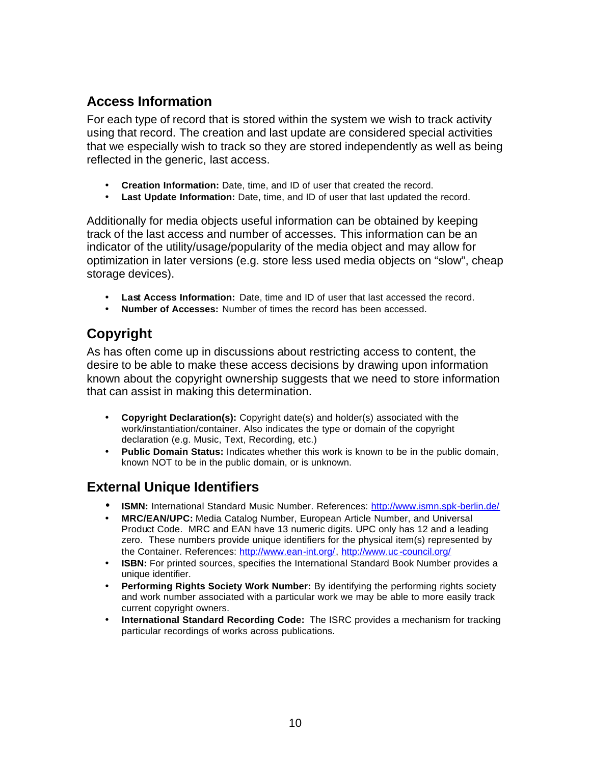## Access Information

For each type of record that is stored within the system we wish to track activity using that record. The creation and last update are considered special activities that we especially wish to track so they are stored independently as well as being reflected in the generic, last access.

- **Creation Information:** Date, time, and ID of user that created the record.
- **Last Update Information:** Date, time, and ID of user that last updated the record.

Additionally for media objects useful information can be obtained by keeping track of the last access and number of accesses. This information can be an indicator of the utility/usage/popularity of the media object and may allow for optimization in later versions (e.g. store less used media objects on "slow", cheap storage devices).

- **Last Access Information:** Date, time and ID of user that last accessed the record.
- **Number of Accesses:** Number of times the record has been accessed.

## Copyright

As has often come up in discussions about restricting access to content, the desire to be able to make these access decisions by drawing upon information known about the copyright ownership suggests that we need to store information that can assist in making this determination.

- **Copyright Declaration(s):** Copyright date(s) and holder(s) associated with the work/instantiation/container. Also indicates the type or domain of the copyright declaration (e.g. Music, Text, Recording, etc.)
- **Public Domain Status:** Indicates whether this work is known to be in the public domain, known NOT to be in the public domain, or is unknown.

## External Unique Identifiers

- **ISMN:** International Standard Music Number. References: http://www.ismn.spk-berlin.de/
- **MRC/EAN/UPC:** Media Catalog Number, European Article Number, and Universal Product Code. MRC and EAN have 13 numeric digits. UPC only has 12 and a leading zero. These numbers provide unique identifiers for the physical item(s) represented by the Container. References: http://www.ean-int.org/, http://www.uc-council.org/
- **ISBN:** For printed sources, specifies the International Standard Book Number provides a unique identifier.
- **Performing Rights Society Work Number:** By identifying the performing rights society and work number associated with a particular work we may be able to more easily track current copyright owners.
- **International Standard Recording Code:** The ISRC provides a mechanism for tracking particular recordings of works across publications.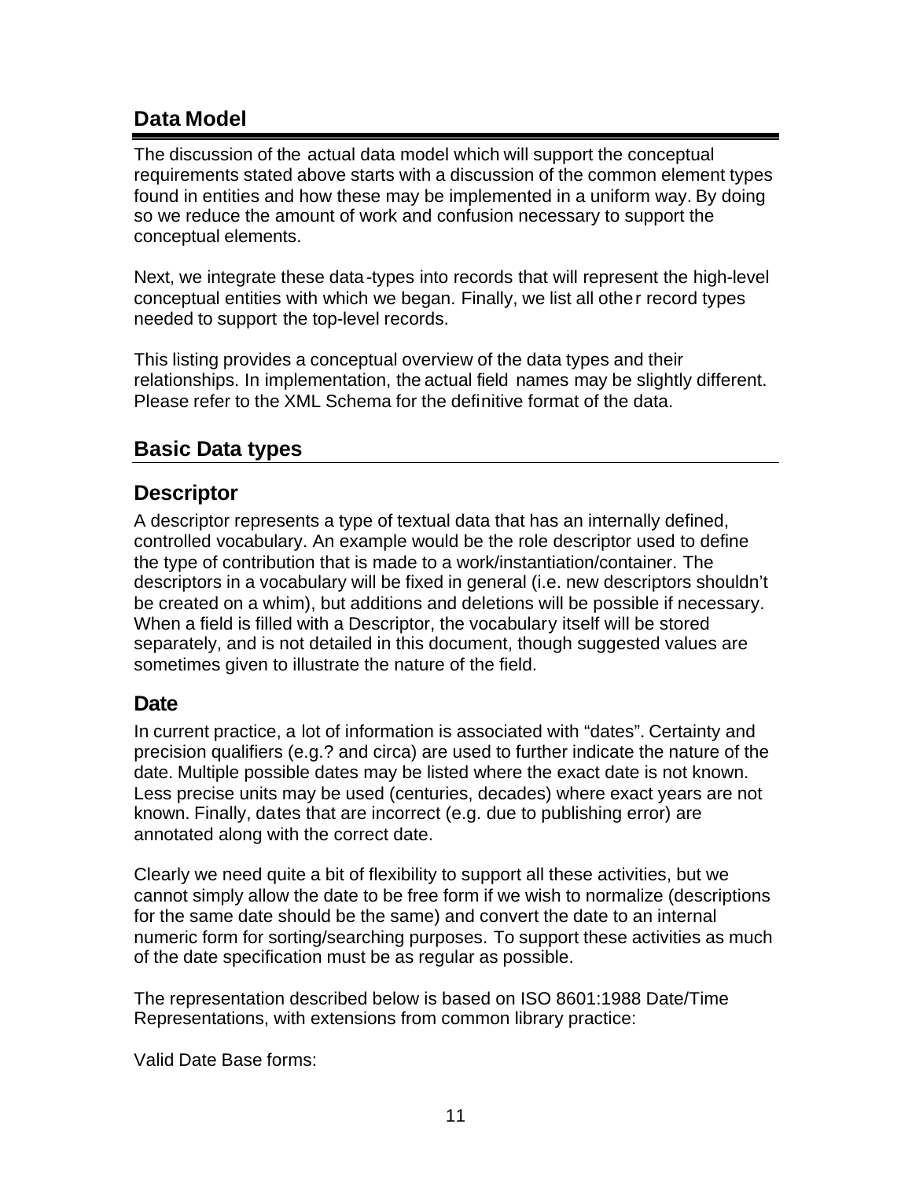## Data Model

The discussion of the actual data model which will support the conceptual requirements stated above starts with a discussion of the common element types found in entities and how these may be implemented in a uniform way. By doing so we reduce the amount of work and confusion necessary to support the conceptual elements.

Next, we integrate these data-types into records that will represent the high-level conceptual entities with which we began. Finally, we list all other record types needed to support the top-level records.

This listing provides a conceptual overview of the data types and their relationships. In implementation, the actual field names may be slightly different. Please refer to the XML Schema for the definitive format of the data.

## Basic Data types

### Descriptor

A descriptor represents a type of textual data that has an internally defined, controlled vocabulary. An example would be the role descriptor used to define the type of contribution that is made to a work/instantiation/container. The descriptors in a vocabulary will be fixed in general (i.e. new descriptors shouldn't be created on a whim), but additions and deletions will be possible if necessary. When a field is filled with a Descriptor, the vocabulary itself will be stored separately, and is not detailed in this document, though suggested values are sometimes given to illustrate the nature of the field.

### Date

In current practice, a lot of information is associated with "dates". Certainty and precision qualifiers (e.g.? and circa) are used to further indicate the nature of the date. Multiple possible dates may be listed where the exact date is not known. Less precise units may be used (centuries, decades) where exact years are not known. Finally, dates that are incorrect (e.g. due to publishing error) are annotated along with the correct date.

Clearly we need quite a bit of flexibility to support all these activities, but we cannot simply allow the date to be free form if we wish to normalize (descriptions for the same date should be the same) and convert the date to an internal numeric form for sorting/searching purposes. To support these activities as much of the date specification must be as regular as possible.

The representation described below is based on ISO 8601:1988 Date/Time Representations, with extensions from common library practice:

Valid Date Base forms: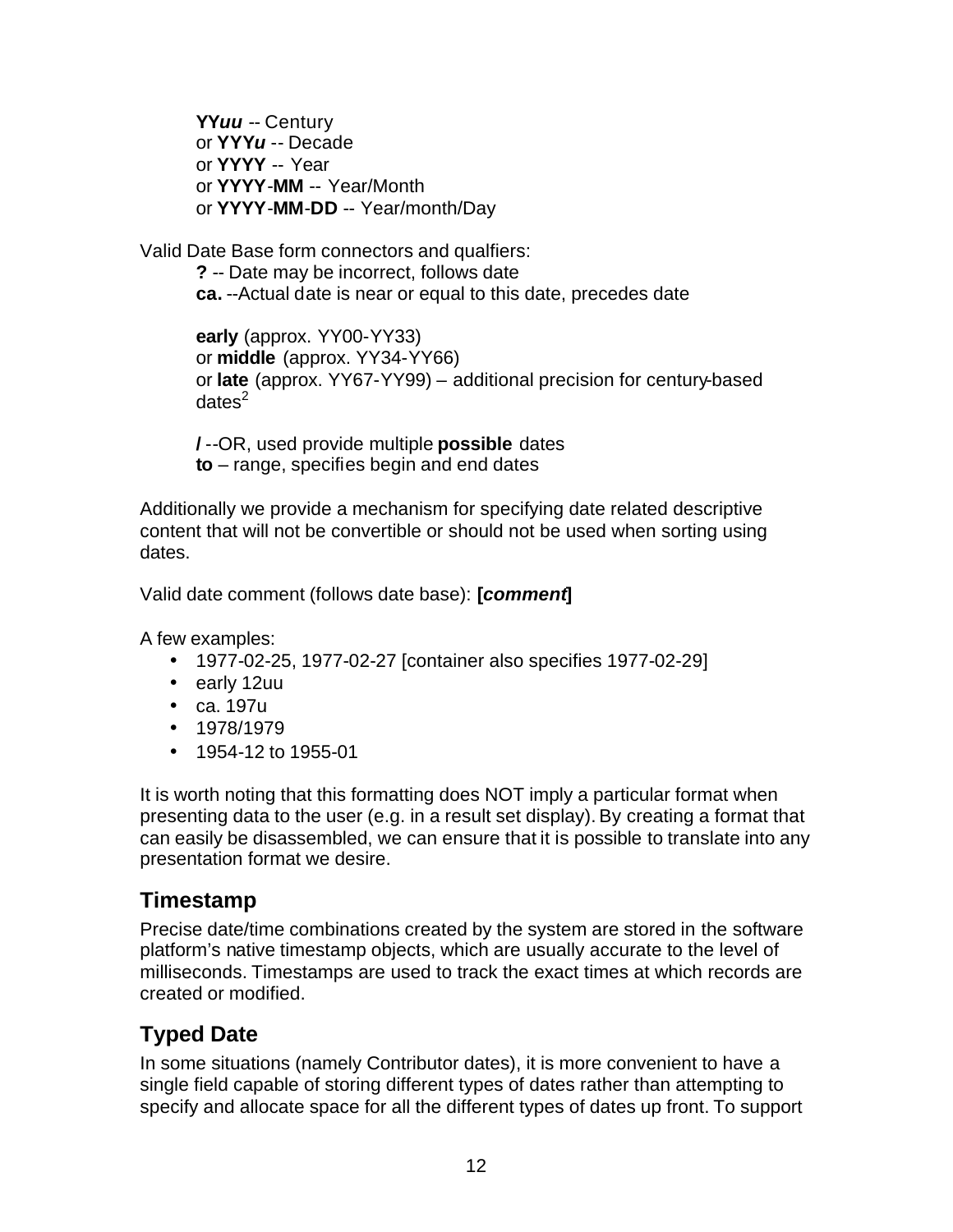**YY*uu*** -- Century
or **YYY*u*** -- Decade
or **YYYY** -- Year
or **YYYY-MM** -- Year/Month
or **YYYY-MM-DD** -- Year/month/Day

Valid Date Base form connectors and qualfiers:

**?** -- Date may be incorrect, follows date
**ca.** --Actual date is near or equal to this date, precedes date

**early** (approx. YY00-YY33)
or **middle** (approx. YY34-YY66)
or **late** (approx. YY67-YY99) – additional precision for century-based dates[2]

**/** --OR, used provide multiple **possible** dates
**to** – range, specifies begin and end dates

Additionally we provide a mechanism for specifying date related descriptive content that will not be convertible or should not be used when sorting using dates.

Valid date comment (follows date base): **[*comment*]**

A few examples:

- 1977-02-25, 1977-02-27 [container also specifies 1977-02-29]
- early 12uu
- ca. 197u
- 1978/1979
- 1954-12 to 1955-01

It is worth noting that this formatting does NOT imply a particular format when presenting data to the user (e.g. in a result set display). By creating a format that can easily be disassembled, we can ensure that it is possible to translate into any presentation format we desire.

## Timestamp

Precise date/time combinations created by the system are stored in the software platform's native timestamp objects, which are usually accurate to the level of milliseconds. Timestamps are used to track the exact times at which records are created or modified.

## Typed Date

In some situations (namely Contributor dates), it is more convenient to have a single field capable of storing different types of dates rather than attempting to specify and allocate space for all the different types of dates up front. To support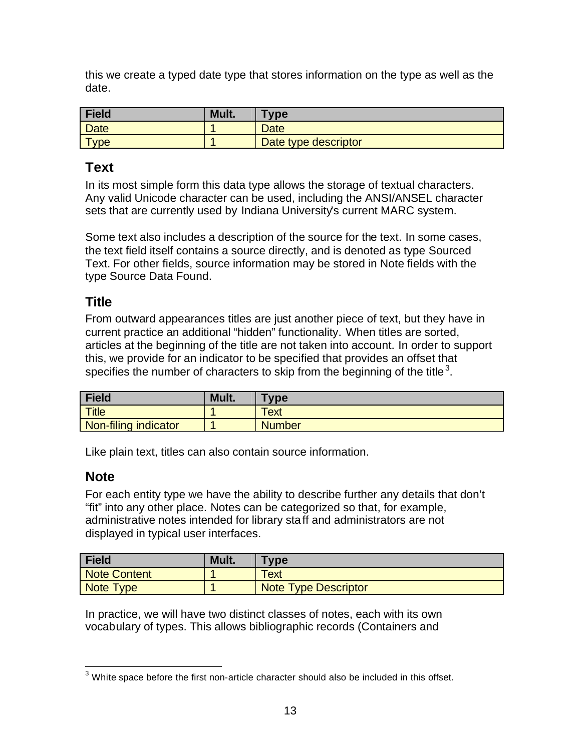this we create a typed date type that stores information on the type as well as the date.

| Field | Mult. | Type |
| --- | --- | --- |
| Date | 1 | Date |
| Type | 1 | Date type descriptor |

## Text

In its most simple form this data type allows the storage of textual characters. Any valid Unicode character can be used, including the ANSI/ANSEL character sets that are currently used by Indiana University's current MARC system.

Some text also includes a description of the source for the text. In some cases, the text field itself contains a source directly, and is denoted as type Sourced Text. For other fields, source information may be stored in Note fields with the type Source Data Found.

## Title

From outward appearances titles are just another piece of text, but they have in current practice an additional "hidden" functionality. When titles are sorted, articles at the beginning of the title are not taken into account. In order to support this, we provide for an indicator to be specified that provides an offset that specifies the number of characters to skip from the beginning of the title[3].

| Field | Mult. | Type |
| --- | --- | --- |
| Title | 1 | Text |
| Non-filing indicator | 1 | Number |

Like plain text, titles can also contain source information.

## Note

For each entity type we have the ability to describe further any details that don't "fit" into any other place. Notes can be categorized so that, for example, administrative notes intended for library staff and administrators are not displayed in typical user interfaces.

| Field | Mult. | Type |
| --- | --- | --- |
| Note Content | 1 | Text |
| Note Type | 1 | Note Type Descriptor |

In practice, we will have two distinct classes of notes, each with its own vocabulary of types. This allows bibliographic records (Containers and

[3] White space before the first non-article character should also be included in this offset.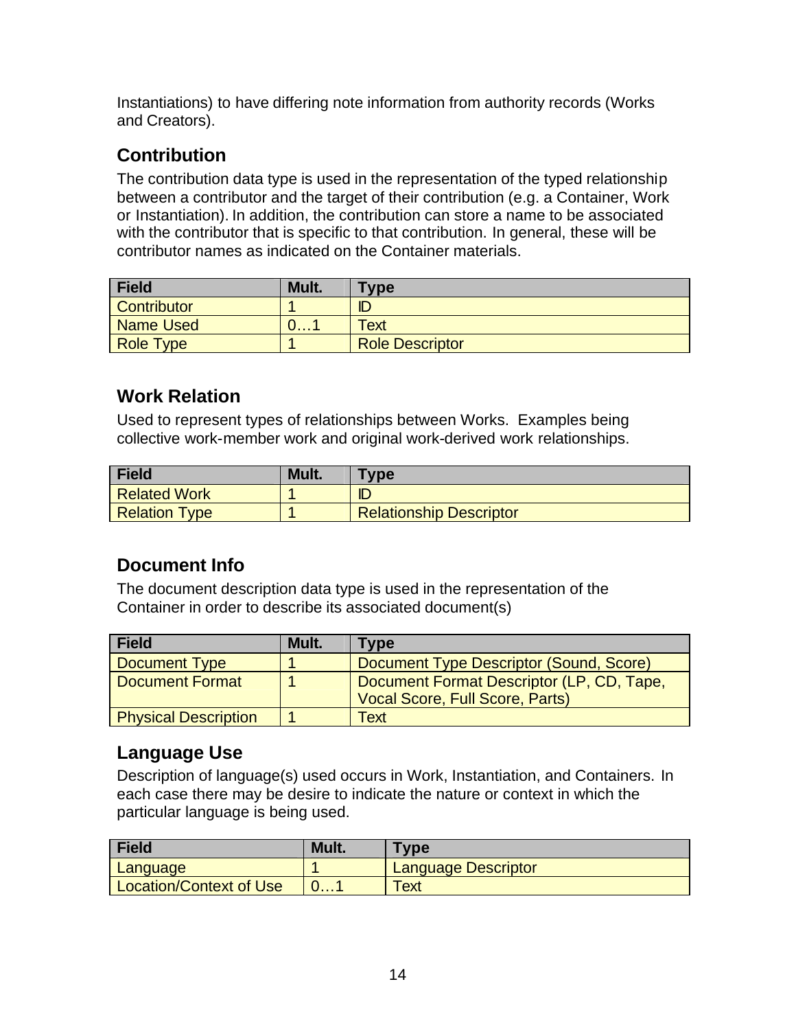Instantiations) to have differing note information from authority records (Works and Creators).

## Contribution

The contribution data type is used in the representation of the typed relationship between a contributor and the target of their contribution (e.g. a Container, Work or Instantiation). In addition, the contribution can store a name to be associated with the contributor that is specific to that contribution. In general, these will be contributor names as indicated on the Container materials.

| Field | Mult. | Type |
|---|---|---|
| Contributor | 1 | ID |
| Name Used | 0…1 | Text |
| Role Type | 1 | Role Descriptor |

## Work Relation

Used to represent types of relationships between Works. Examples being collective work-member work and original work-derived work relationships.

| Field | Mult. | Type |
|---|---|---|
| Related Work | 1 | ID |
| Relation Type | 1 | Relationship Descriptor |

## Document Info

The document description data type is used in the representation of the Container in order to describe its associated document(s)

| Field | Mult. | Type |
|---|---|---|
| Document Type | 1 | Document Type Descriptor (Sound, Score) |
| Document Format | 1 | Document Format Descriptor (LP, CD, Tape, Vocal Score, Full Score, Parts) |
| Physical Description | 1 | Text |

## Language Use

Description of language(s) used occurs in Work, Instantiation, and Containers. In each case there may be desire to indicate the nature or context in which the particular language is being used.

| Field | Mult. | Type |
|---|---|---|
| Language | 1 | Language Descriptor |
| Location/Context of Use | 0…1 | Text |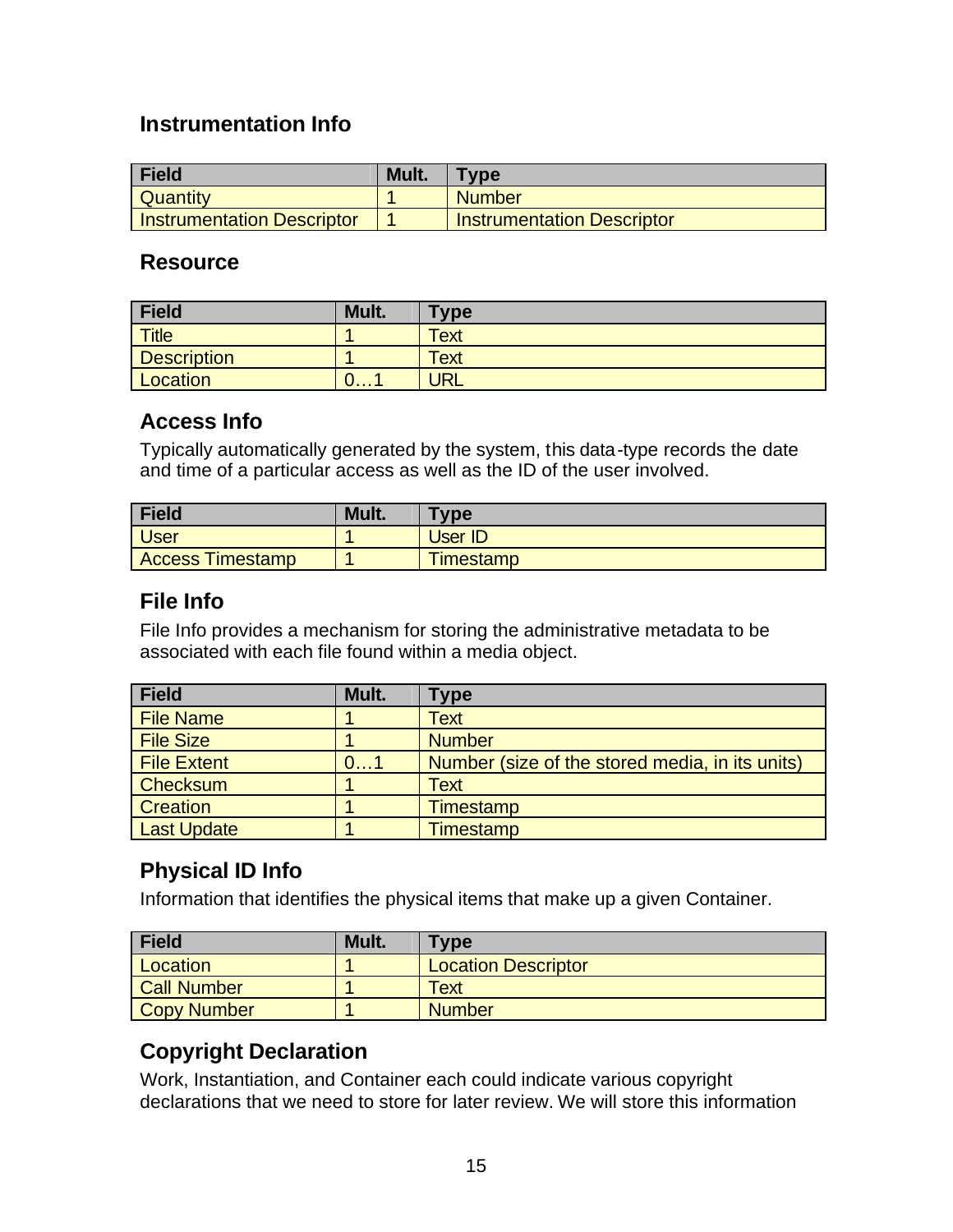### Instrumentation Info

| Field | Mult. | Type |
| --- | --- | --- |
| Quantity | 1 | Number |
| Instrumentation Descriptor | 1 | Instrumentation Descriptor |

### Resource

| Field | Mult. | Type |
| --- | --- | --- |
| Title | 1 | Text |
| Description | 1 | Text |
| Location | 0…1 | URL |

### Access Info

Typically automatically generated by the system, this data-type records the date and time of a particular access as well as the ID of the user involved.

| Field | Mult. | Type |
| --- | --- | --- |
| User | 1 | User ID |
| Access Timestamp | 1 | Timestamp |

### File Info

File Info provides a mechanism for storing the administrative metadata to be associated with each file found within a media object.

| Field | Mult. | Type |
| --- | --- | --- |
| File Name | 1 | Text |
| File Size | 1 | Number |
| File Extent | 0…1 | Number (size of the stored media, in its units) |
| Checksum | 1 | Text |
| Creation | 1 | Timestamp |
| Last Update | 1 | Timestamp |

### Physical ID Info

Information that identifies the physical items that make up a given Container.

| Field | Mult. | Type |
| --- | --- | --- |
| Location | 1 | Location Descriptor |
| Call Number | 1 | Text |
| Copy Number | 1 | Number |

### Copyright Declaration

Work, Instantiation, and Container each could indicate various copyright declarations that we need to store for later review. We will store this information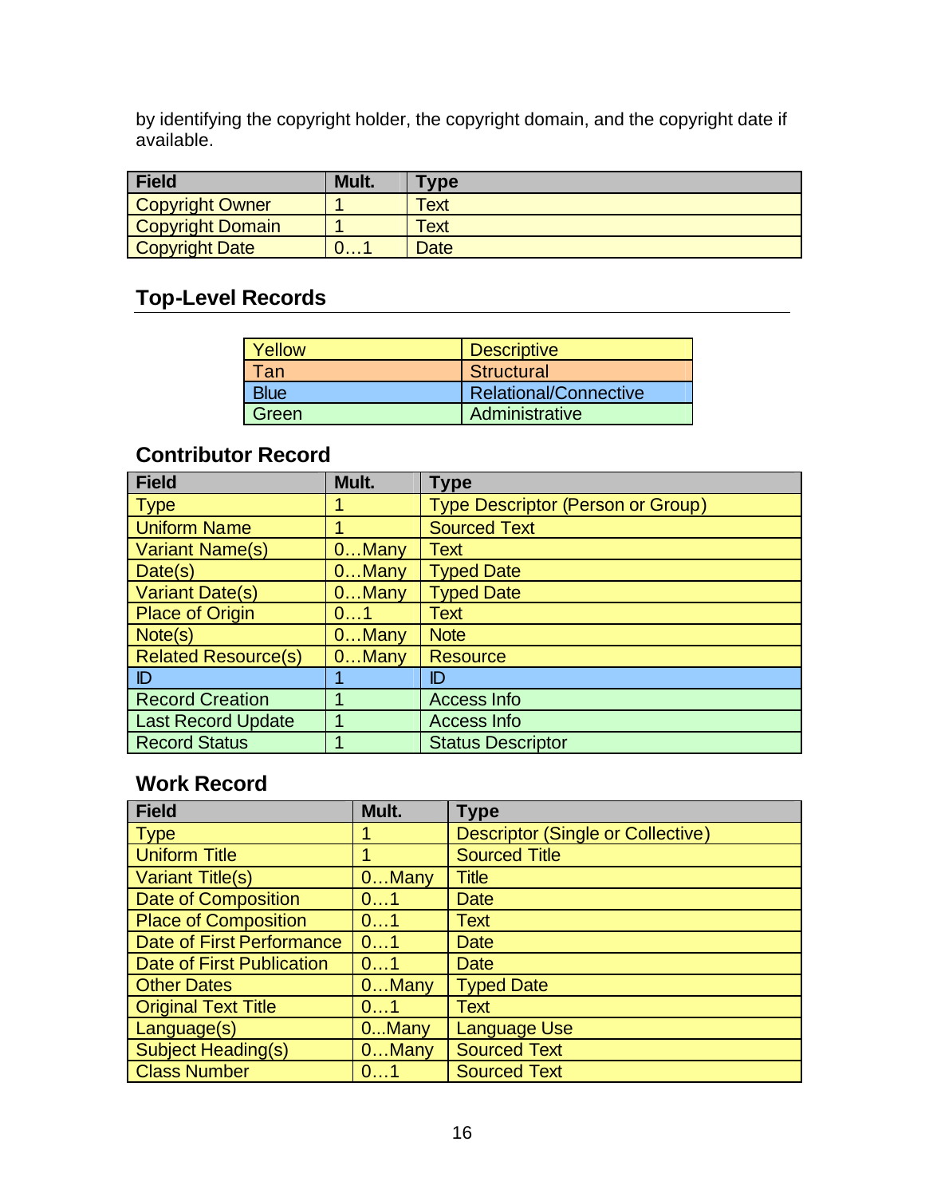by identifying the copyright holder, the copyright domain, and the copyright date if available.

| Field | Mult. | Type |
|---|---|---|
| Copyright Owner | 1 | Text |
| Copyright Domain | 1 | Text |
| Copyright Date | 0…1 | Date |

## Top-Level Records

| Yellow | Descriptive |
|---|---|
| Tan | Structural |
| Blue | Relational/Connective |
| Green | Administrative |

### Contributor Record

| Field | Mult. | Type |
|---|---|---|
| Type | 1 | Type Descriptor (Person or Group) |
| Uniform Name | 1 | Sourced Text |
| Variant Name(s) | 0…Many | Text |
| Date(s) | 0…Many | Typed Date |
| Variant Date(s) | 0…Many | Typed Date |
| Place of Origin | 0…1 | Text |
| Note(s) | 0…Many | Note |
| Related Resource(s) | 0…Many | Resource |
| ID | 1 | ID |
| Record Creation | 1 | Access Info |
| Last Record Update | 1 | Access Info |
| Record Status | 1 | Status Descriptor |

### Work Record

| Field | Mult. | Type |
|---|---|---|
| Type | 1 | Descriptor (Single or Collective) |
| Uniform Title | 1 | Sourced Title |
| Variant Title(s) | 0…Many | Title |
| Date of Composition | 0…1 | Date |
| Place of Composition | 0…1 | Text |
| Date of First Performance | 0…1 | Date |
| Date of First Publication | 0…1 | Date |
| Other Dates | 0…Many | Typed Date |
| Original Text Title | 0…1 | Text |
| Language(s) | 0...Many | Language Use |
| Subject Heading(s) | 0…Many | Sourced Text |
| Class Number | 0…1 | Sourced Text |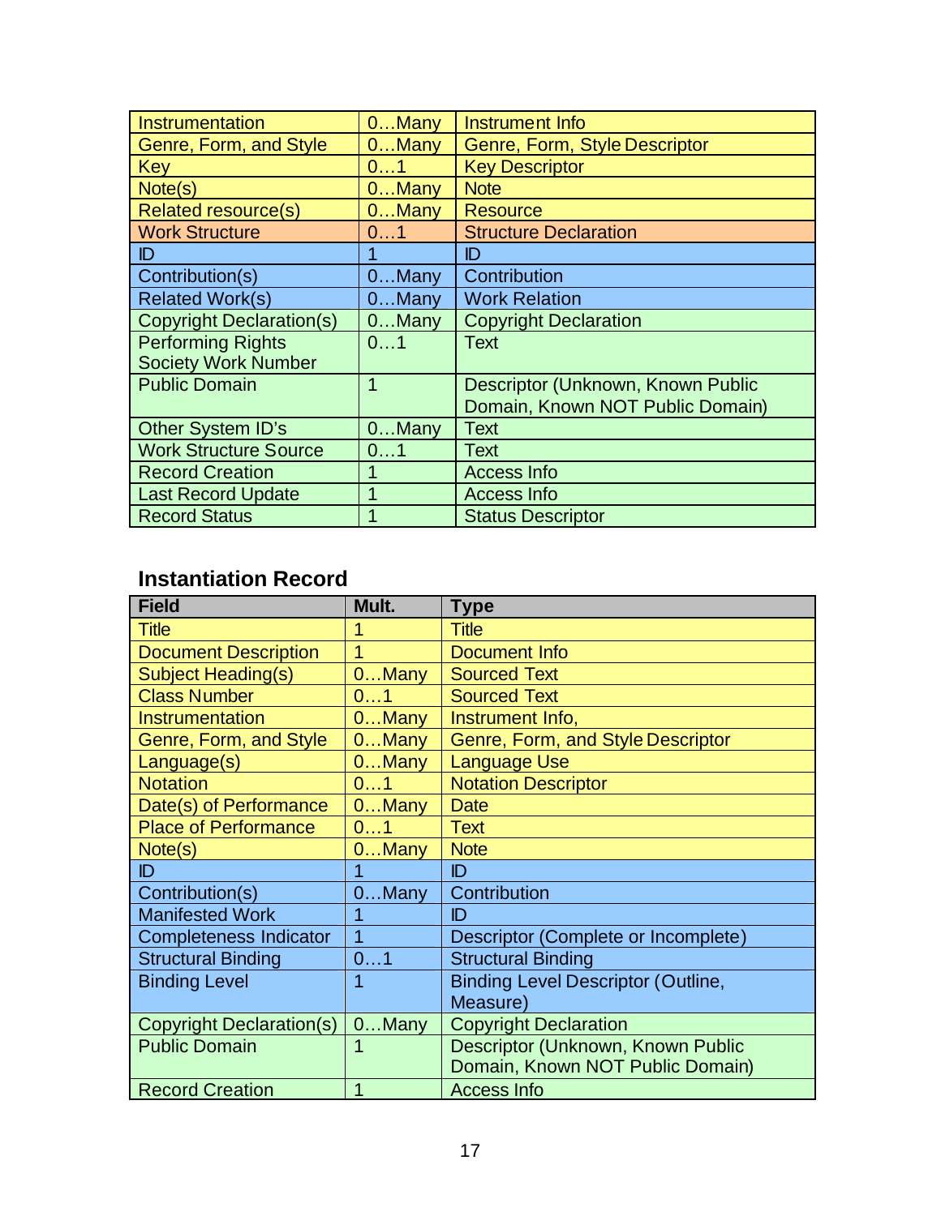| Instrumentation | 0…Many | Instrument Info |
|---|---|---|
| Genre, Form, and Style | 0…Many | Genre, Form, Style Descriptor |
| Key | 0…1 | Key Descriptor |
| Note(s) | 0…Many | Note |
| Related resource(s) | 0…Many | Resource |
| Work Structure | 0…1 | Structure Declaration |
| ID | 1 | ID |
| Contribution(s) | 0…Many | Contribution |
| Related Work(s) | 0…Many | Work Relation |
| Copyright Declaration(s) | 0…Many | Copyright Declaration |
| Performing Rights Society Work Number | 0…1 | Text |
| Public Domain | 1 | Descriptor (Unknown, Known Public Domain, Known NOT Public Domain) |
| Other System ID's | 0…Many | Text |
| Work Structure Source | 0…1 | Text |
| Record Creation | 1 | Access Info |
| Last Record Update | 1 | Access Info |
| Record Status | 1 | Status Descriptor |

### Instantiation Record

| Field | Mult. | Type |
|---|---|---|
| Title | 1 | Title |
| Document Description | 1 | Document Info |
| Subject Heading(s) | 0…Many | Sourced Text |
| Class Number | 0…1 | Sourced Text |
| Instrumentation | 0…Many | Instrument Info, |
| Genre, Form, and Style | 0…Many | Genre, Form, and Style Descriptor |
| Language(s) | 0…Many | Language Use |
| Notation | 0…1 | Notation Descriptor |
| Date(s) of Performance | 0…Many | Date |
| Place of Performance | 0…1 | Text |
| Note(s) | 0…Many | Note |
| ID | 1 | ID |
| Contribution(s) | 0…Many | Contribution |
| Manifested Work | 1 | ID |
| Completeness Indicator | 1 | Descriptor (Complete or Incomplete) |
| Structural Binding | 0…1 | Structural Binding |
| Binding Level | 1 | Binding Level Descriptor (Outline, Measure) |
| Copyright Declaration(s) | 0…Many | Copyright Declaration |
| Public Domain | 1 | Descriptor (Unknown, Known Public Domain, Known NOT Public Domain) |
| Record Creation | 1 | Access Info |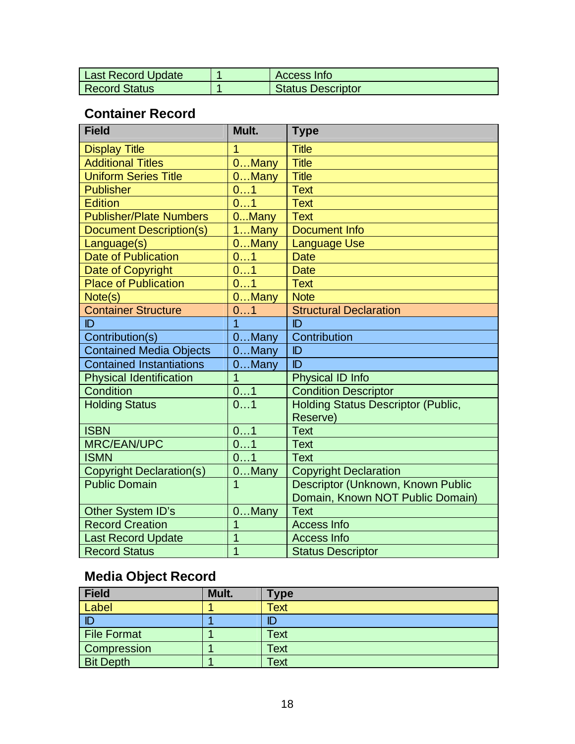| | | |
|---|---|---|
| Last Record Update | 1 | Access Info |
| Record Status | 1 | Status Descriptor |

### Container Record

| Field | Mult. | Type |
|---|---|---|
| Display Title | 1 | Title |
| Additional Titles | 0…Many | Title |
| Uniform Series Title | 0…Many | Title |
| Publisher | 0…1 | Text |
| Edition | 0…1 | Text |
| Publisher/Plate Numbers | 0...Many | Text |
| Document Description(s) | 1…Many | Document Info |
| Language(s) | 0…Many | Language Use |
| Date of Publication | 0…1 | Date |
| Date of Copyright | 0…1 | Date |
| Place of Publication | 0…1 | Text |
| Note(s) | 0…Many | Note |
| Container Structure | 0…1 | Structural Declaration |
| ID | 1 | ID |
| Contribution(s) | 0…Many | Contribution |
| Contained Media Objects | 0…Many | ID |
| Contained Instantiations | 0…Many | ID |
| Physical Identification | 1 | Physical ID Info |
| Condition | 0…1 | Condition Descriptor |
| Holding Status | 0…1 | Holding Status Descriptor (Public, Reserve) |
| ISBN | 0…1 | Text |
| MRC/EAN/UPC | 0…1 | Text |
| ISMN | 0…1 | Text |
| Copyright Declaration(s) | 0…Many | Copyright Declaration |
| Public Domain | 1 | Descriptor (Unknown, Known Public Domain, Known NOT Public Domain) |
| Other System ID’s | 0…Many | Text |
| Record Creation | 1 | Access Info |
| Last Record Update | 1 | Access Info |
| Record Status | 1 | Status Descriptor |

### Media Object Record

| Field | Mult. | Type |
|---|---|---|
| Label | 1 | Text |
| ID | 1 | ID |
| File Format | 1 | Text |
| Compression | 1 | Text |
| Bit Depth | 1 | Text |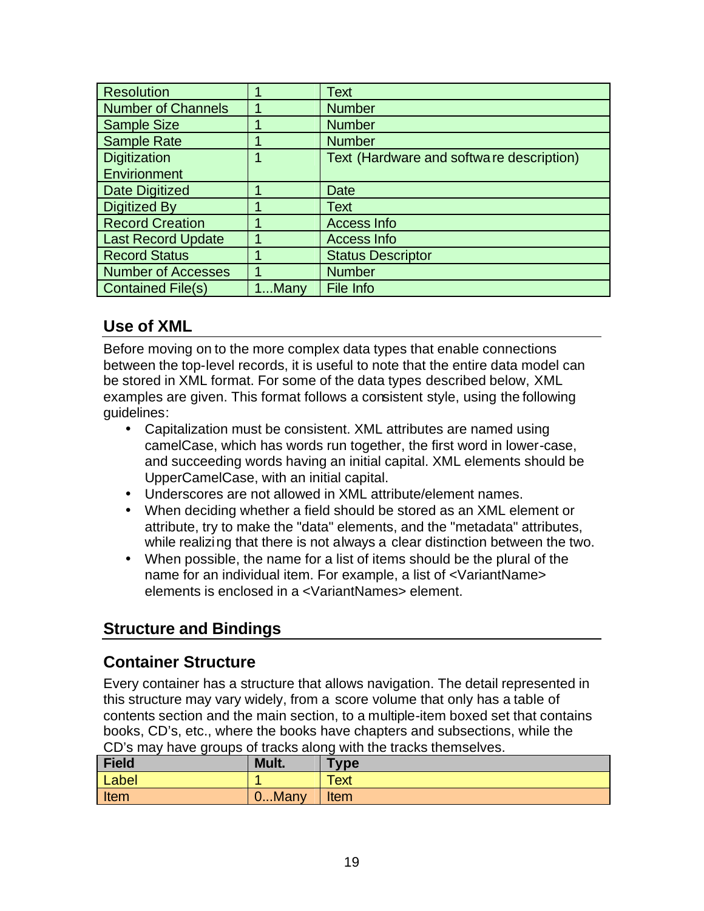| | | |
|---|---|---|
| Resolution | 1 | Text |
| Number of Channels | 1 | Number |
| Sample Size | 1 | Number |
| Sample Rate | 1 | Number |
| Digitization Envirionment | 1 | Text (Hardware and software description) |
| Date Digitized | 1 | Date |
| Digitized By | 1 | Text |
| Record Creation | 1 | Access Info |
| Last Record Update | 1 | Access Info |
| Record Status | 1 | Status Descriptor |
| Number of Accesses | 1 | Number |
| Contained File(s) | 1...Many | File Info |

### Use of XML

Before moving on to the more complex data types that enable connections between the top-level records, it is useful to note that the entire data model can be stored in XML format. For some of the data types described below, XML examples are given. This format follows a consistent style, using the following guidelines:

- Capitalization must be consistent. XML attributes are named using camelCase, which has words run together, the first word in lower-case, and succeeding words having an initial capital. XML elements should be UpperCamelCase, with an initial capital.
- Underscores are not allowed in XML attribute/element names.
- When deciding whether a field should be stored as an XML element or attribute, try to make the "data" elements, and the "metadata" attributes, while realizing that there is not always a clear distinction between the two.
- When possible, the name for a list of items should be the plural of the name for an individual item. For example, a list of <VariantName> elements is enclosed in a <VariantNames> element.

## Structure and Bindings

### Container Structure

Every container has a structure that allows navigation. The detail represented in this structure may vary widely, from a score volume that only has a table of contents section and the main section, to a multiple-item boxed set that contains books, CD's, etc., where the books have chapters and subsections, while the CD's may have groups of tracks along with the tracks themselves.

| Field | Mult. | Type |
|---|---|---|
| Label | 1 | Text |
| Item | 0...Many | Item |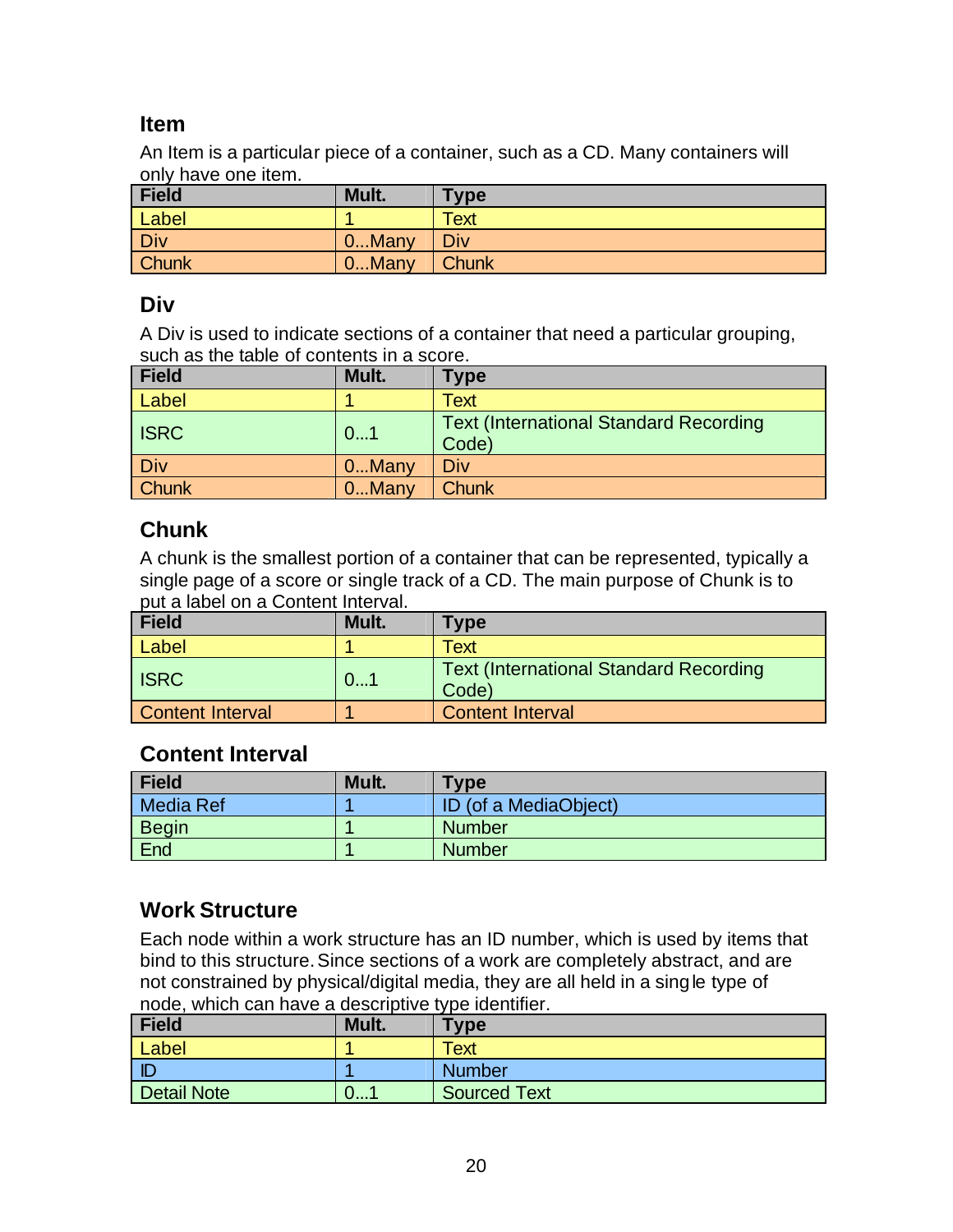## Item

An Item is a particular piece of a container, such as a CD. Many containers will only have one item.

| Field | Mult. | Type |
|---|---|---|
| Label | 1 | Text |
| Div | 0...Many | Div |
| Chunk | 0...Many | Chunk |

## Div

A Div is used to indicate sections of a container that need a particular grouping, such as the table of contents in a score.

| Field | Mult. | Type |
|---|---|---|
| Label | 1 | Text |
| ISRC | 0...1 | Text (International Standard Recording Code) |
| Div | 0...Many | Div |
| Chunk | 0...Many | Chunk |

## Chunk

A chunk is the smallest portion of a container that can be represented, typically a single page of a score or single track of a CD. The main purpose of Chunk is to put a label on a Content Interval.

| Field | Mult. | Type |
|---|---|---|
| Label | 1 | Text |
| ISRC | 0...1 | Text (International Standard Recording Code) |
| Content Interval | 1 | Content Interval |

## Content Interval

| Field | Mult. | Type |
|---|---|---|
| Media Ref | 1 | ID (of a MediaObject) |
| Begin | 1 | Number |
| End | 1 | Number |

## Work Structure

Each node within a work structure has an ID number, which is used by items that bind to this structure. Since sections of a work are completely abstract, and are not constrained by physical/digital media, they are all held in a single type of node, which can have a descriptive type identifier.

| Field | Mult. | Type |
|---|---|---|
| Label | 1 | Text |
| ID | 1 | Number |
| Detail Note | 0...1 | Sourced Text |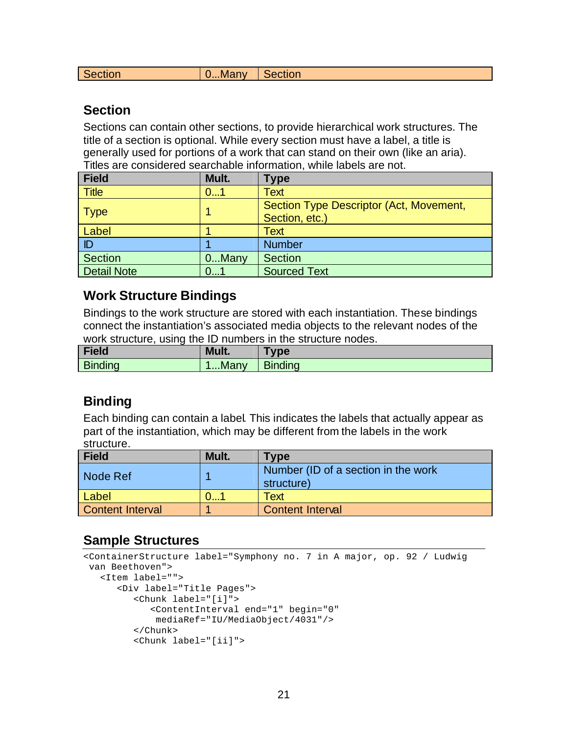| Section | 0...Many | Section |
|---|---|---|

### Section

Sections can contain other sections, to provide hierarchical work structures. The title of a section is optional. While every section must have a label, a title is generally used for portions of a work that can stand on their own (like an aria). Titles are considered searchable information, while labels are not.

| Field | Mult. | Type |
|---|---|---|
| Title | 0...1 | Text |
| Type | 1 | Section Type Descriptor (Act, Movement, Section, etc.) |
| Label | 1 | Text |
| ID | 1 | Number |
| Section | 0...Many | Section |
| Detail Note | 0...1 | Sourced Text |

### Work Structure Bindings

Bindings to the work structure are stored with each instantiation. These bindings connect the instantiation's associated media objects to the relevant nodes of the work structure, using the ID numbers in the structure nodes.

| Field | Mult. | Type |
|---|---|---|
| Binding | 1...Many | Binding |

### Binding

Each binding can contain a label. This indicates the labels that actually appear as part of the instantiation, which may be different from the labels in the work structure.

| Field | Mult. | Type |
|---|---|---|
| Node Ref | 1 | Number (ID of a section in the work structure) |
| Label | 0...1 | Text |
| Content Interval | 1 | Content Interval |

### Sample Structures

```
<ContainerStructure label="Symphony no. 7 in A major, op. 92 / Ludwig
 van Beethoven">
   <Item label="">
      <Div label="Title Pages">
         <Chunk label="[i]">
            <ContentInterval end="1" begin="0"
             mediaRef="IU/MediaObject/4031"/>
         </Chunk>
         <Chunk label="[ii]">
```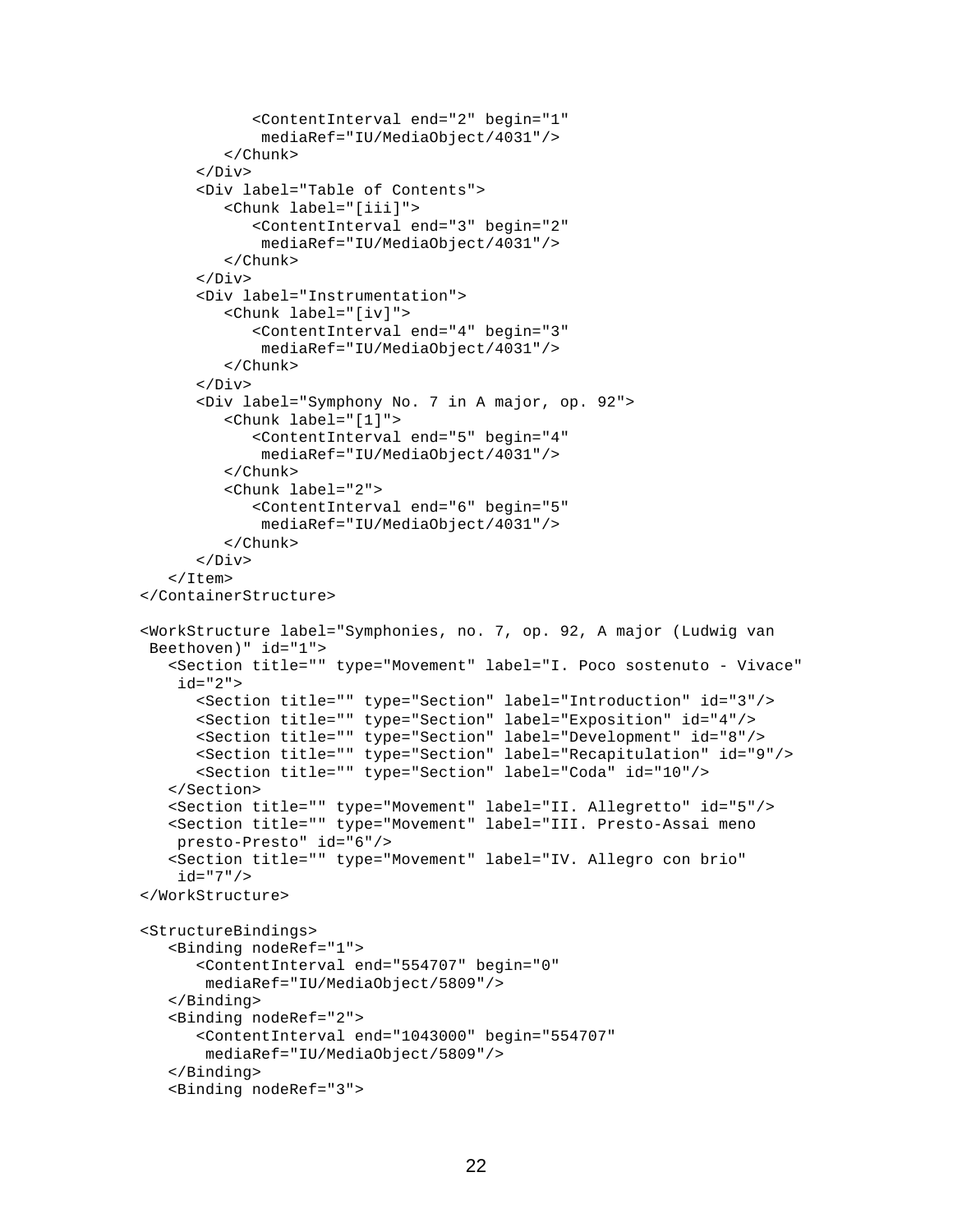```
            <ContentInterval end="2" begin="1"
             mediaRef="IU/MediaObject/4031"/>
         </Chunk>
      </Div>
      <Div label="Table of Contents">
         <Chunk label="[iii]">
            <ContentInterval end="3" begin="2"
             mediaRef="IU/MediaObject/4031"/>
         </Chunk>
      </Div>
      <Div label="Instrumentation">
         <Chunk label="[iv]">
            <ContentInterval end="4" begin="3"
             mediaRef="IU/MediaObject/4031"/>
         </Chunk>
      </Div>
      <Div label="Symphony No. 7 in A major, op. 92">
         <Chunk label="[1]">
            <ContentInterval end="5" begin="4"
             mediaRef="IU/MediaObject/4031"/>
         </Chunk>
         <Chunk label="2">
            <ContentInterval end="6" begin="5"
             mediaRef="IU/MediaObject/4031"/>
         </Chunk>
      </Div>
   </Item>
</ContainerStructure>

<WorkStructure label="Symphonies, no. 7, op. 92, A major (Ludwig van
 Beethoven)" id="1">
   <Section title="" type="Movement" label="I. Poco sostenuto - Vivace"
    id="2">
      <Section title="" type="Section" label="Introduction" id="3"/>
      <Section title="" type="Section" label="Exposition" id="4"/>
      <Section title="" type="Section" label="Development" id="8"/>
      <Section title="" type="Section" label="Recapitulation" id="9"/>
      <Section title="" type="Section" label="Coda" id="10"/>
   </Section>
   <Section title="" type="Movement" label="II. Allegretto" id="5"/>
   <Section title="" type="Movement" label="III. Presto-Assai meno
    presto-Presto" id="6"/>
   <Section title="" type="Movement" label="IV. Allegro con brio"
    id="7"/>
</WorkStructure>

<StructureBindings>
   <Binding nodeRef="1">
      <ContentInterval end="554707" begin="0"
       mediaRef="IU/MediaObject/5809"/>
   </Binding>
   <Binding nodeRef="2">
      <ContentInterval end="1043000" begin="554707"
       mediaRef="IU/MediaObject/5809"/>
   </Binding>
   <Binding nodeRef="3">
```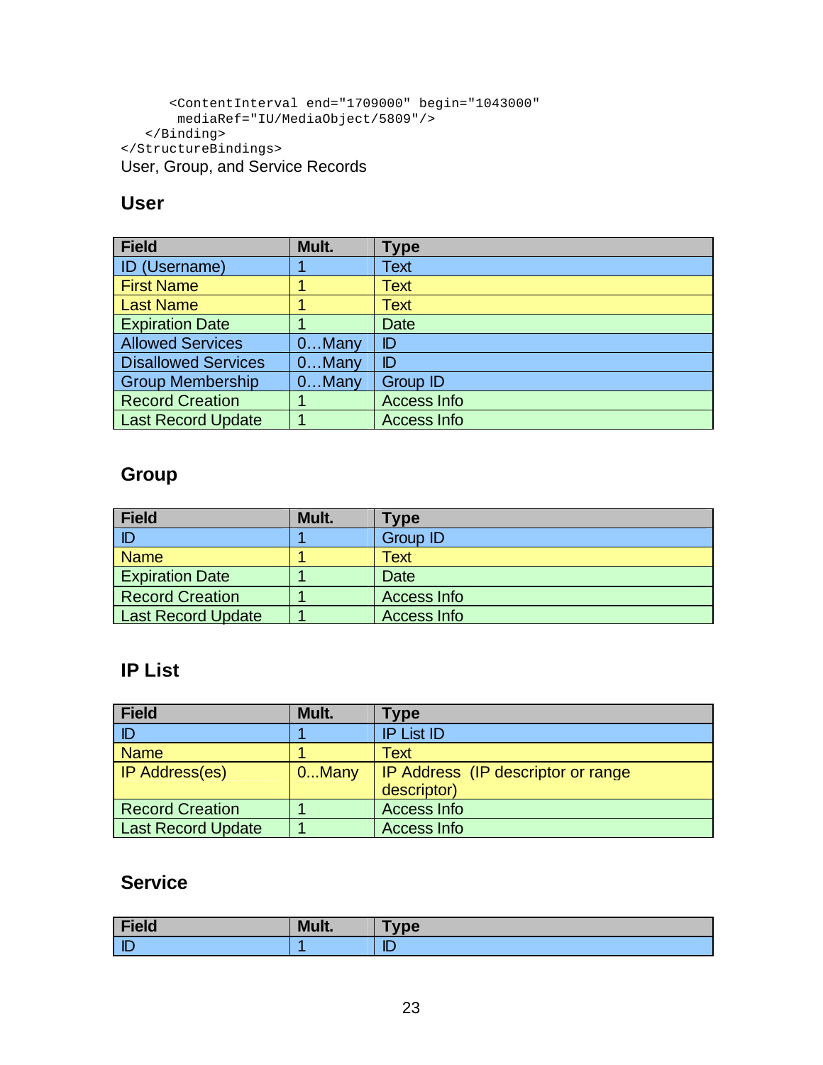```
      <ContentInterval end="1709000" begin="1043000"
       mediaRef="IU/MediaObject/5809"/>
   </Binding>
</StructureBindings>
```

User, Group, and Service Records

### User

| Field | Mult. | Type |
|---|---|---|
| ID (Username) | 1 | Text |
| First Name | 1 | Text |
| Last Name | 1 | Text |
| Expiration Date | 1 | Date |
| Allowed Services | 0…Many | ID |
| Disallowed Services | 0…Many | ID |
| Group Membership | 0…Many | Group ID |
| Record Creation | 1 | Access Info |
| Last Record Update | 1 | Access Info |

### Group

| Field | Mult. | Type |
|---|---|---|
| ID | 1 | Group ID |
| Name | 1 | Text |
| Expiration Date | 1 | Date |
| Record Creation | 1 | Access Info |
| Last Record Update | 1 | Access Info |

### IP List

| Field | Mult. | Type |
|---|---|---|
| ID | 1 | IP List ID |
| Name | 1 | Text |
| IP Address(es) | 0...Many | IP Address (IP descriptor or range descriptor) |
| Record Creation | 1 | Access Info |
| Last Record Update | 1 | Access Info |

### Service

| Field | Mult. | Type |
|---|---|---|
| ID | 1 | ID |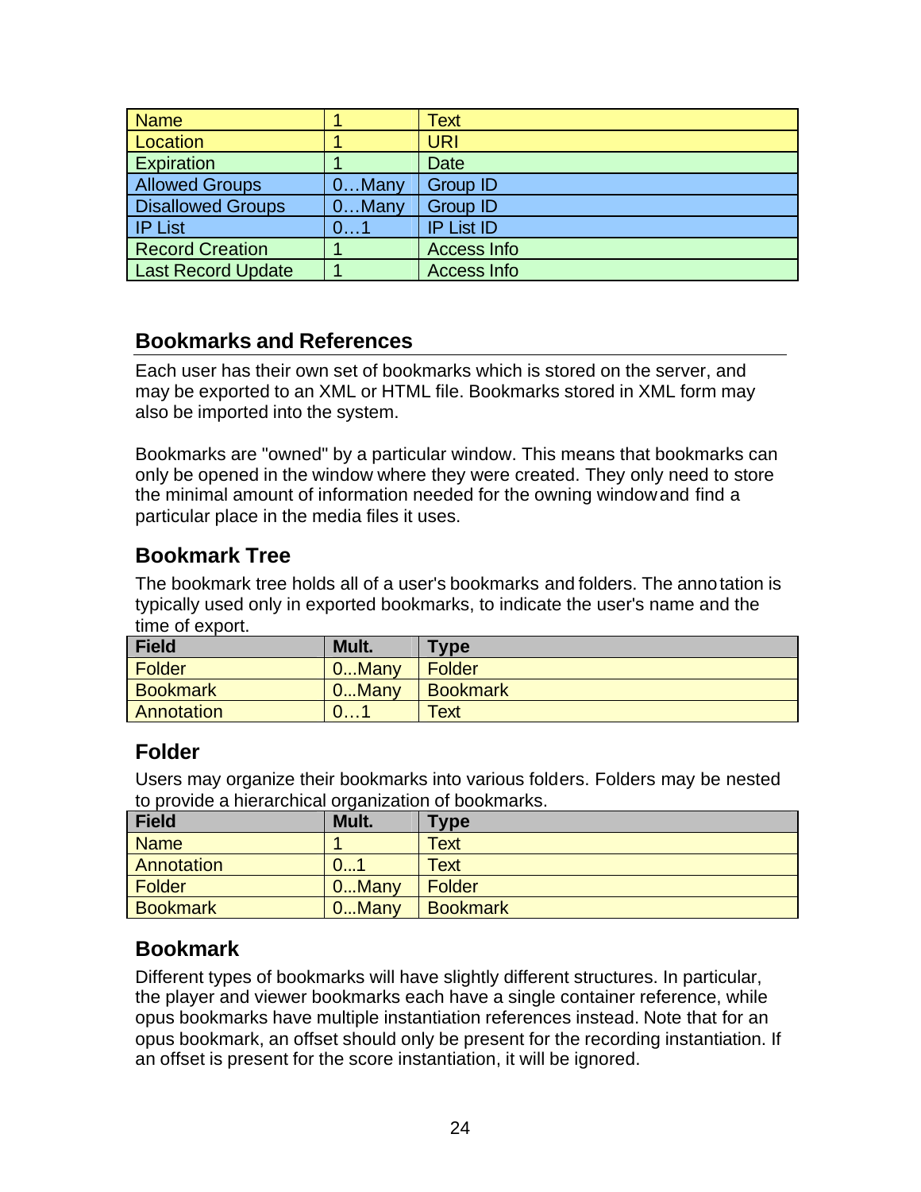| Name | 1 | Text |
|---|---|---|
| Location | 1 | URI |
| Expiration | 1 | Date |
| Allowed Groups | 0…Many | Group ID |
| Disallowed Groups | 0…Many | Group ID |
| IP List | 0…1 | IP List ID |
| Record Creation | 1 | Access Info |
| Last Record Update | 1 | Access Info |

## Bookmarks and References

Each user has their own set of bookmarks which is stored on the server, and may be exported to an XML or HTML file. Bookmarks stored in XML form may also be imported into the system.

Bookmarks are "owned" by a particular window. This means that bookmarks can only be opened in the window where they were created. They only need to store the minimal amount of information needed for the owning window and find a particular place in the media files it uses.

### Bookmark Tree

The bookmark tree holds all of a user's bookmarks and folders. The annotation is typically used only in exported bookmarks, to indicate the user's name and the time of export.

| Field | Mult. | Type |
|---|---|---|
| Folder | 0...Many | Folder |
| Bookmark | 0...Many | Bookmark |
| Annotation | 0…1 | Text |

### Folder

Users may organize their bookmarks into various folders. Folders may be nested to provide a hierarchical organization of bookmarks.

| Field | Mult. | Type |
|---|---|---|
| Name | 1 | Text |
| Annotation | 0...1 | Text |
| Folder | 0...Many | Folder |
| Bookmark | 0...Many | Bookmark |

### Bookmark

Different types of bookmarks will have slightly different structures. In particular, the player and viewer bookmarks each have a single container reference, while opus bookmarks have multiple instantiation references instead. Note that for an opus bookmark, an offset should only be present for the recording instantiation. If an offset is present for the score instantiation, it will be ignored.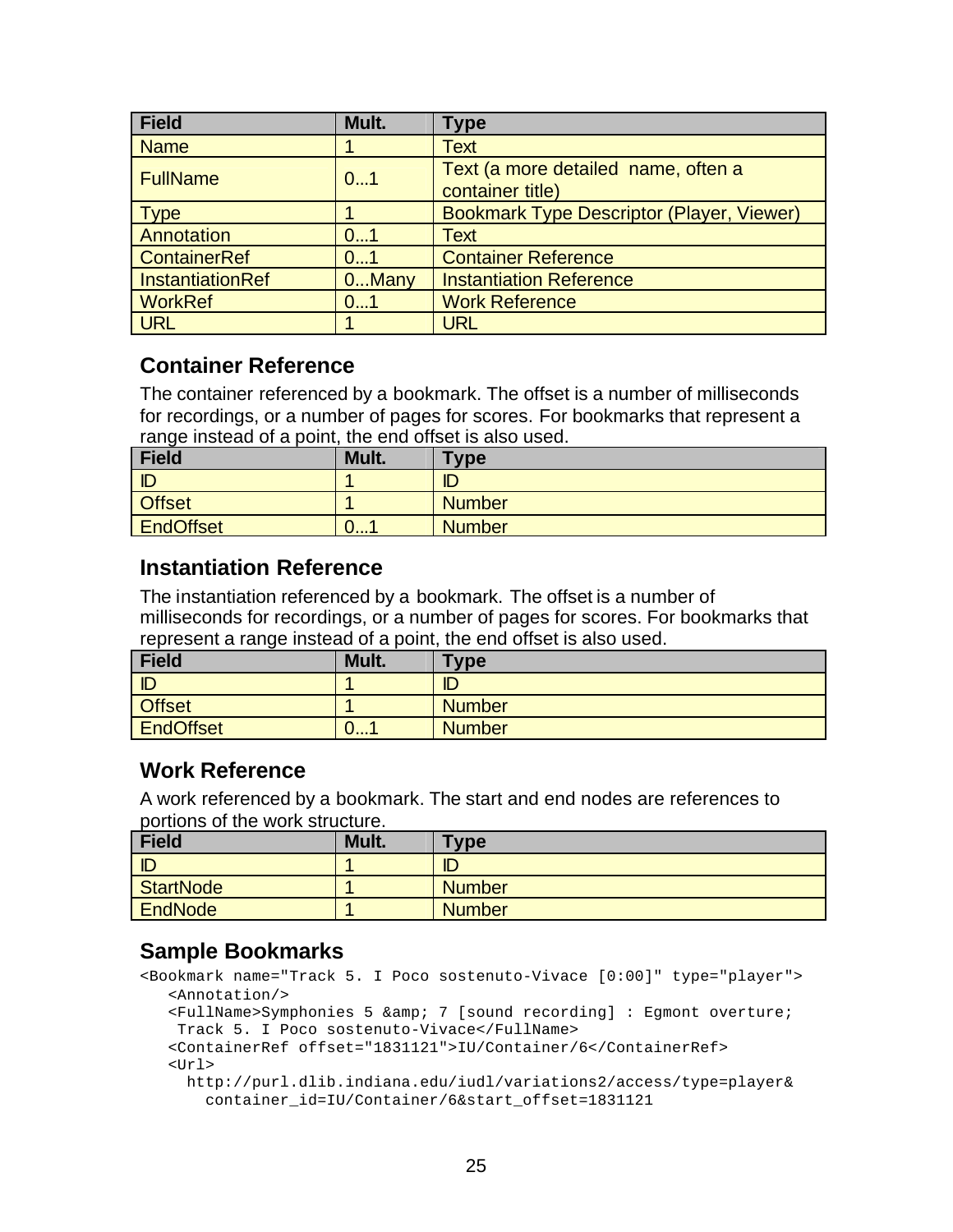| Field | Mult. | Type |
|---|---|---|
| Name | 1 | Text |
| FullName | 0...1 | Text (a more detailed name, often a container title) |
| Type | 1 | Bookmark Type Descriptor (Player, Viewer) |
| Annotation | 0...1 | Text |
| ContainerRef | 0...1 | Container Reference |
| InstantiationRef | 0...Many | Instantiation Reference |
| WorkRef | 0...1 | Work Reference |
| URL | 1 | URL |

### Container Reference

The container referenced by a bookmark. The offset is a number of milliseconds for recordings, or a number of pages for scores. For bookmarks that represent a range instead of a point, the end offset is also used.

| Field | Mult. | Type |
|---|---|---|
| ID | 1 | ID |
| Offset | 1 | Number |
| EndOffset | 0...1 | Number |

### Instantiation Reference

The instantiation referenced by a bookmark. The offset is a number of milliseconds for recordings, or a number of pages for scores. For bookmarks that represent a range instead of a point, the end offset is also used.

| Field | Mult. | Type |
|---|---|---|
| ID | 1 | ID |
| Offset | 1 | Number |
| EndOffset | 0...1 | Number |

### Work Reference

A work referenced by a bookmark. The start and end nodes are references to portions of the work structure.

| Field | Mult. | Type |
|---|---|---|
| ID | 1 | ID |
| StartNode | 1 | Number |
| EndNode | 1 | Number |

### Sample Bookmarks

```
<Bookmark name="Track 5. I Poco sostenuto-Vivace [0:00]" type="player">
   <Annotation/>
   <FullName>Symphonies 5 &amp; 7 [sound recording] : Egmont overture;
    Track 5. I Poco sostenuto-Vivace</FullName>
   <ContainerRef offset="1831121">IU/Container/6</ContainerRef>
   <Url>
     http://purl.dlib.indiana.edu/iudl/variations2/access/type=player&
       container_id=IU/Container/6&start_offset=1831121
```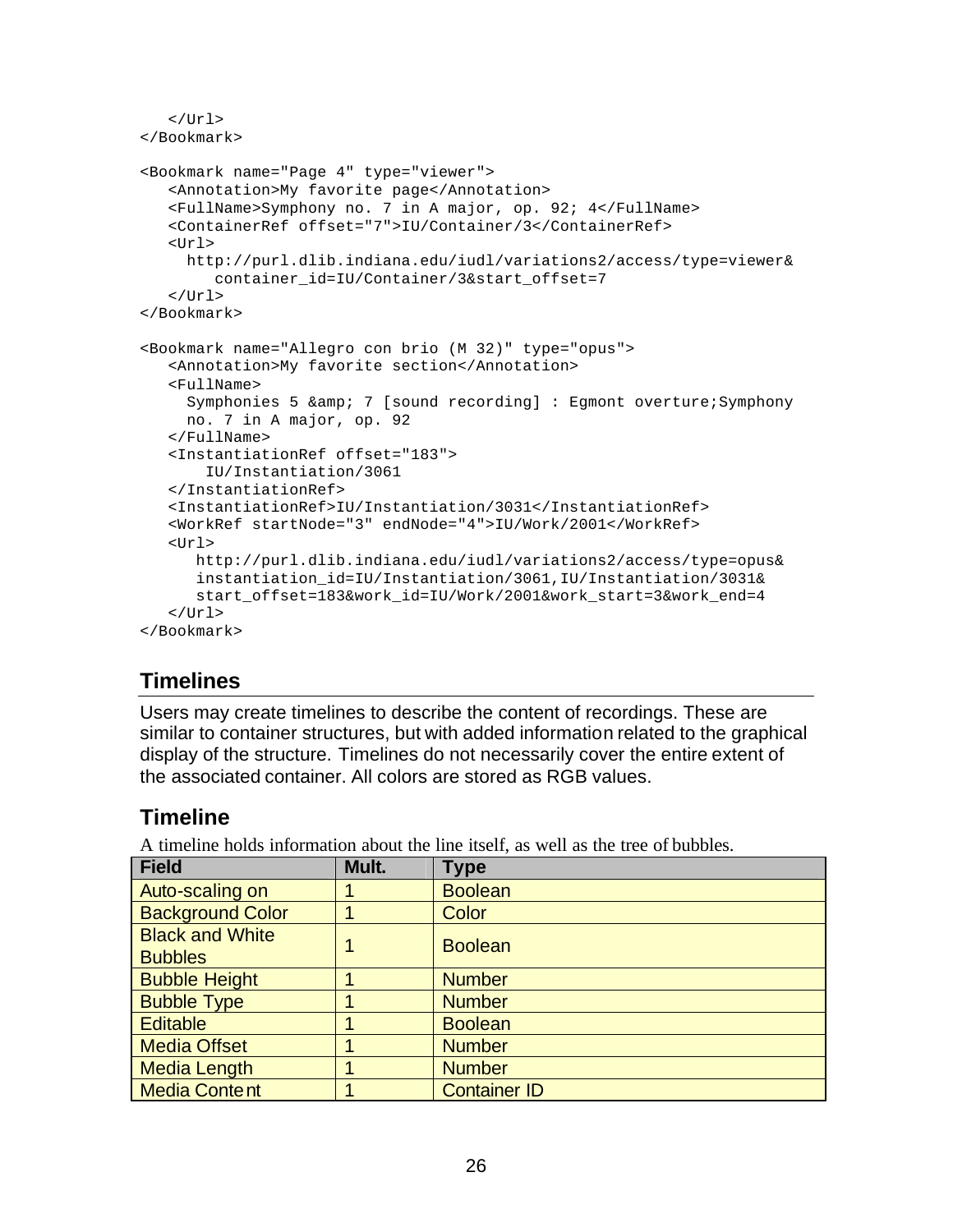```
   </Url>
</Bookmark>

<Bookmark name="Page 4" type="viewer">
   <Annotation>My favorite page</Annotation>
   <FullName>Symphony no. 7 in A major, op. 92; 4</FullName>
   <ContainerRef offset="7">IU/Container/3</ContainerRef>
   <Url>
     http://purl.dlib.indiana.edu/iudl/variations2/access/type=viewer&
        container_id=IU/Container/3&start_offset=7
   </Url>
</Bookmark>

<Bookmark name="Allegro con brio (M 32)" type="opus">
   <Annotation>My favorite section</Annotation>
   <FullName>
     Symphonies 5 &amp; 7 [sound recording] : Egmont overture;Symphony
     no. 7 in A major, op. 92
   </FullName>
   <InstantiationRef offset="183">
       IU/Instantiation/3061
   </InstantiationRef>
   <InstantiationRef>IU/Instantiation/3031</InstantiationRef>
   <WorkRef startNode="3" endNode="4">IU/Work/2001</WorkRef>
   <Url>
      http://purl.dlib.indiana.edu/iudl/variations2/access/type=opus&
      instantiation_id=IU/Instantiation/3061,IU/Instantiation/3031&
      start_offset=183&work_id=IU/Work/2001&work_start=3&work_end=4
   </Url>
</Bookmark>
```

## Timelines

Users may create timelines to describe the content of recordings. These are similar to container structures, but with added information related to the graphical display of the structure. Timelines do not necessarily cover the entire extent of the associated container. All colors are stored as RGB values.

### Timeline

A timeline holds information about the line itself, as well as the tree of bubbles.

| Field | Mult. | Type |
|---|---|---|
| Auto-scaling on | 1 | Boolean |
| Background Color | 1 | Color |
| Black and White Bubbles | 1 | Boolean |
| Bubble Height | 1 | Number |
| Bubble Type | 1 | Number |
| Editable | 1 | Boolean |
| Media Offset | 1 | Number |
| Media Length | 1 | Number |
| Media Content | 1 | Container ID |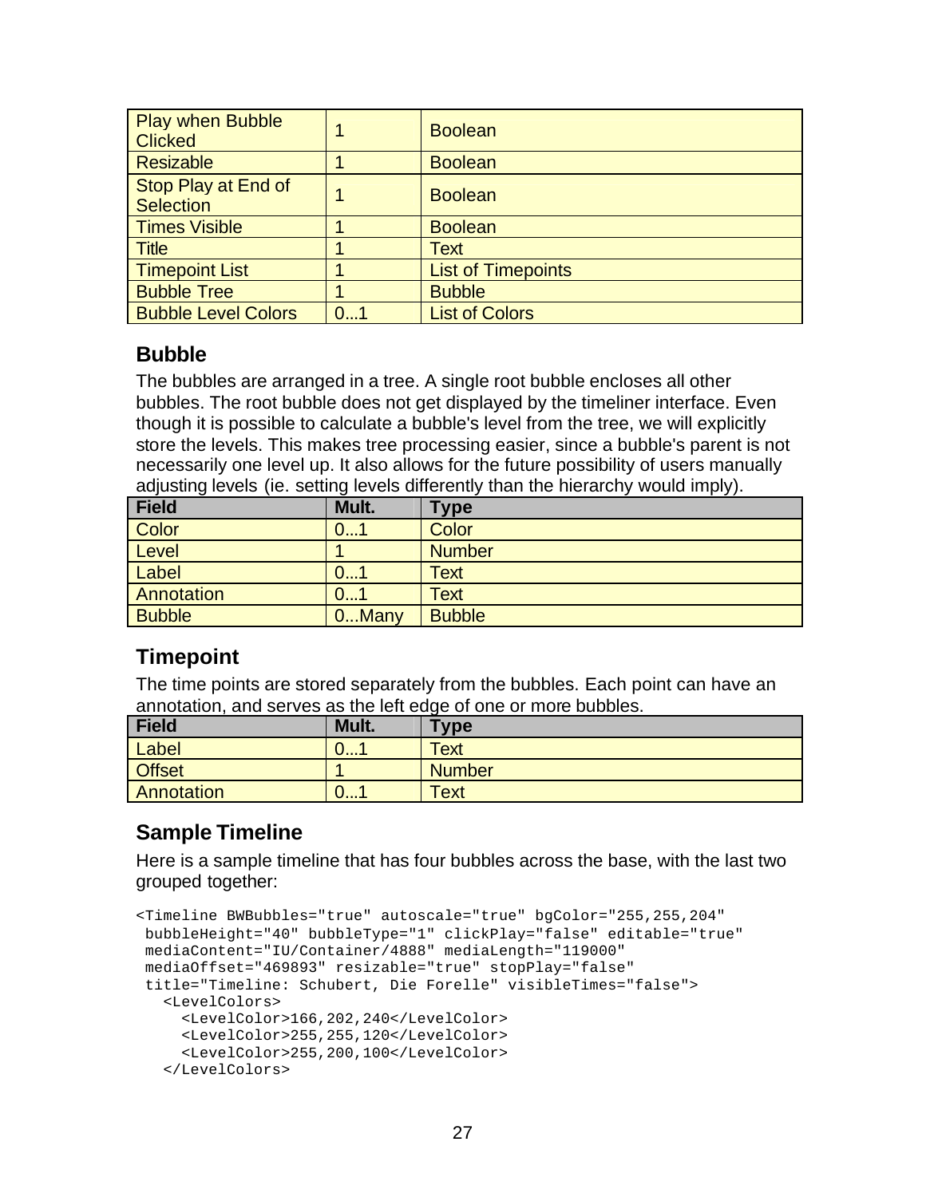| Play when Bubble Clicked | 1 | Boolean |
|---|---|---|
| Resizable | 1 | Boolean |
| Stop Play at End of Selection | 1 | Boolean |
| Times Visible | 1 | Boolean |
| Title | 1 | Text |
| Timepoint List | 1 | List of Timepoints |
| Bubble Tree | 1 | Bubble |
| Bubble Level Colors | 0...1 | List of Colors |

### Bubble

The bubbles are arranged in a tree. A single root bubble encloses all other bubbles. The root bubble does not get displayed by the timeliner interface. Even though it is possible to calculate a bubble's level from the tree, we will explicitly store the levels. This makes tree processing easier, since a bubble's parent is not necessarily one level up. It also allows for the future possibility of users manually adjusting levels (ie. setting levels differently than the hierarchy would imply).

| Field | Mult. | Type |
|---|---|---|
| Color | 0...1 | Color |
| Level | 1 | Number |
| Label | 0...1 | Text |
| Annotation | 0...1 | Text |
| Bubble | 0...Many | Bubble |

### Timepoint

The time points are stored separately from the bubbles. Each point can have an annotation, and serves as the left edge of one or more bubbles.

| Field | Mult. | Type |
|---|---|---|
| Label | 0...1 | Text |
| Offset | 1 | Number |
| Annotation | 0...1 | Text |

### Sample Timeline

Here is a sample timeline that has four bubbles across the base, with the last two grouped together:

```
<Timeline BWBubbles="true" autoscale="true" bgColor="255,255,204"
 bubbleHeight="40" bubbleType="1" clickPlay="false" editable="true"
 mediaContent="IU/Container/4888" mediaLength="119000"
 mediaOffset="469893" resizable="true" stopPlay="false"
 title="Timeline: Schubert, Die Forelle" visibleTimes="false">
   <LevelColors>
     <LevelColor>166,202,240</LevelColor>
     <LevelColor>255,255,120</LevelColor>
     <LevelColor>255,200,100</LevelColor>
   </LevelColors>
```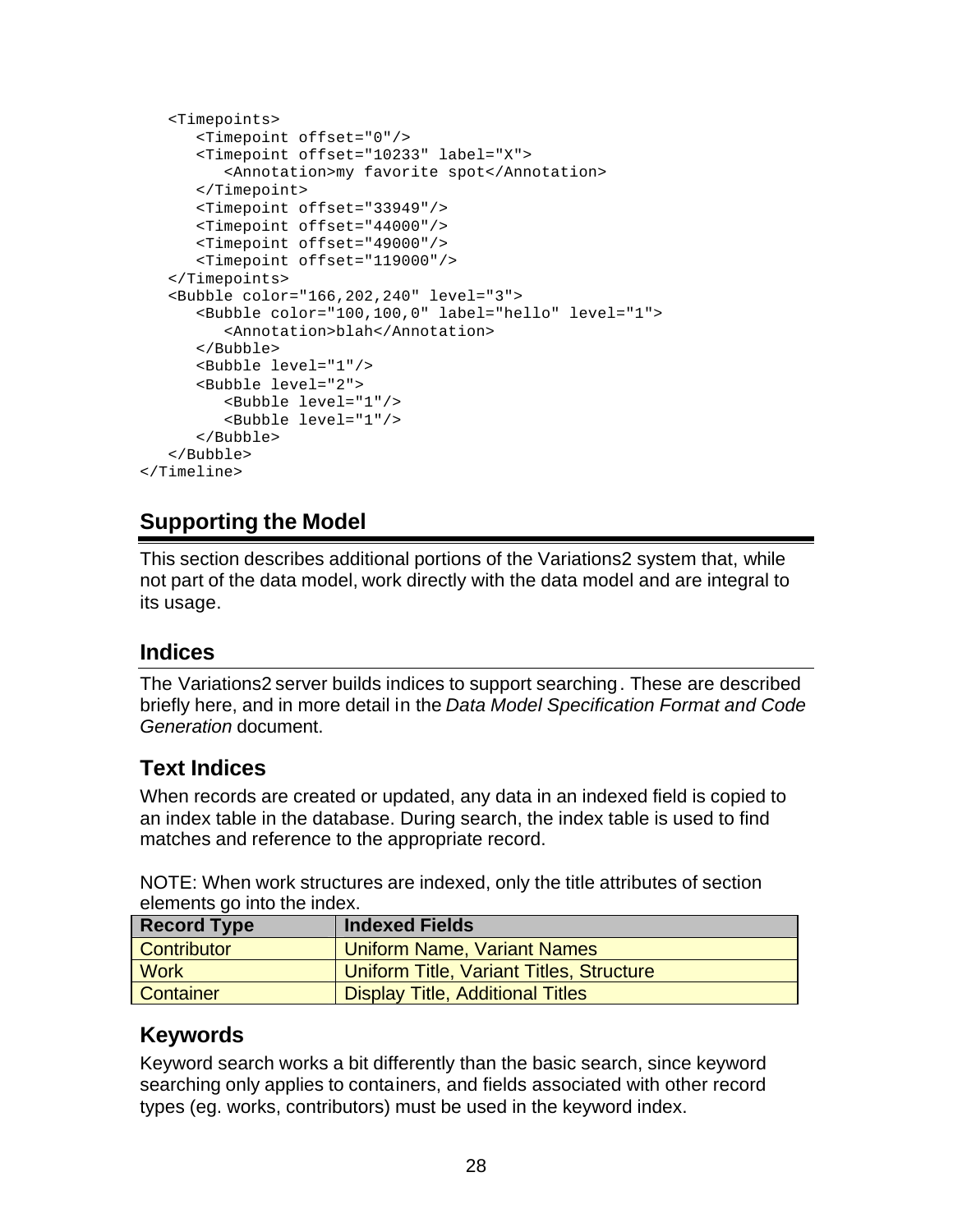```
   <Timepoints>
      <Timepoint offset="0"/>
      <Timepoint offset="10233" label="X">
         <Annotation>my favorite spot</Annotation>
      </Timepoint>
      <Timepoint offset="33949"/>
      <Timepoint offset="44000"/>
      <Timepoint offset="49000"/>
      <Timepoint offset="119000"/>
   </Timepoints>
   <Bubble color="166,202,240" level="3">
      <Bubble color="100,100,0" label="hello" level="1">
         <Annotation>blah</Annotation>
      </Bubble>
      <Bubble level="1"/>
      <Bubble level="2">
         <Bubble level="1"/>
         <Bubble level="1"/>
      </Bubble>
   </Bubble>
</Timeline>
```

## Supporting the Model

This section describes additional portions of the Variations2 system that, while not part of the data model, work directly with the data model and are integral to its usage.

### Indices

The Variations2 server builds indices to support searching. These are described briefly here, and in more detail in the *Data Model Specification Format and Code Generation* document.

### Text Indices

When records are created or updated, any data in an indexed field is copied to an index table in the database. During search, the index table is used to find matches and reference to the appropriate record.

NOTE: When work structures are indexed, only the title attributes of section elements go into the index.

| Record Type | Indexed Fields |
| --- | --- |
| Contributor | Uniform Name, Variant Names |
| Work | Uniform Title, Variant Titles, Structure |
| Container | Display Title, Additional Titles |

### Keywords

Keyword search works a bit differently than the basic search, since keyword searching only applies to containers, and fields associated with other record types (eg. works, contributors) must be used in the keyword index.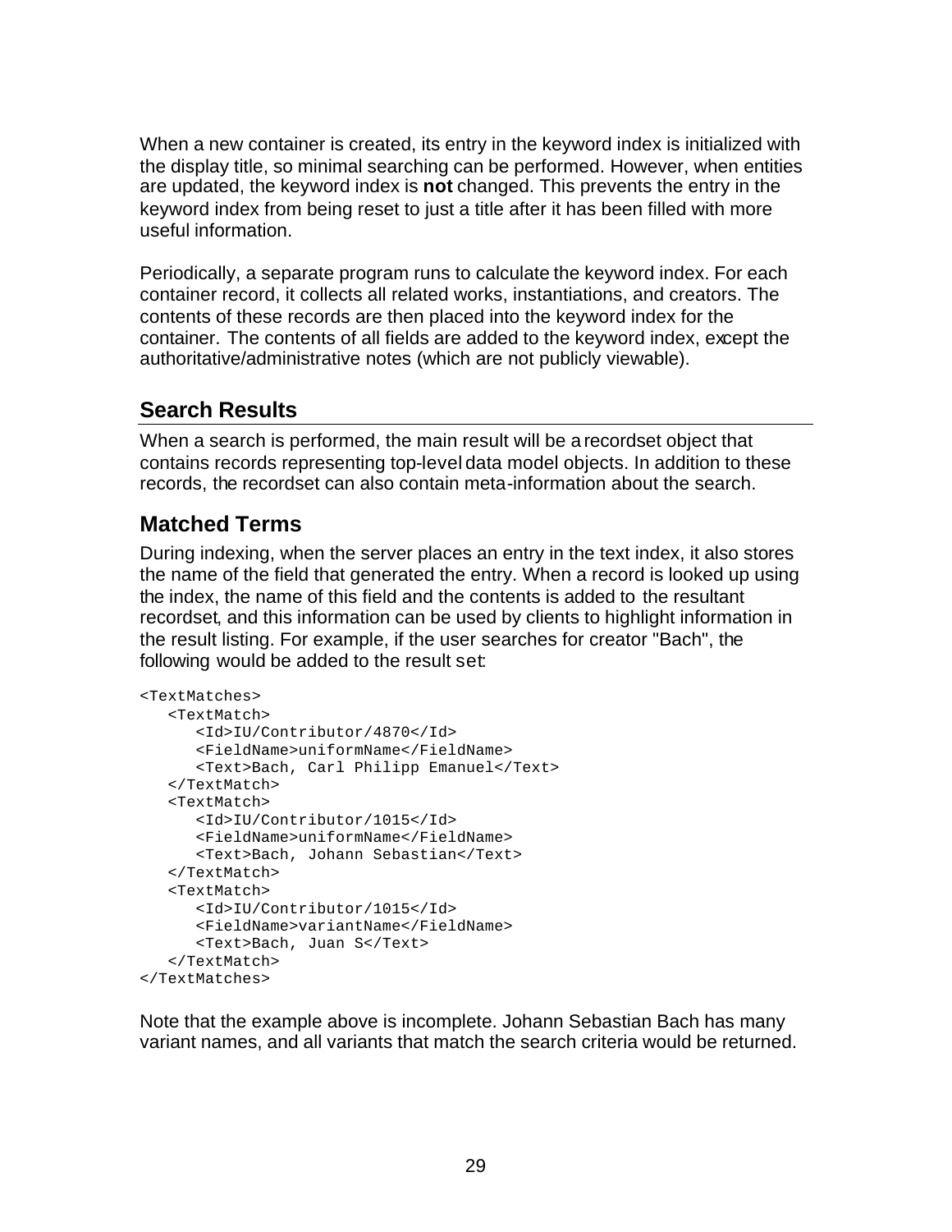When a new container is created, its entry in the keyword index is initialized with the display title, so minimal searching can be performed. However, when entities are updated, the keyword index is **not** changed. This prevents the entry in the keyword index from being reset to just a title after it has been filled with more useful information.

Periodically, a separate program runs to calculate the keyword index. For each container record, it collects all related works, instantiations, and creators. The contents of these records are then placed into the keyword index for the container. The contents of all fields are added to the keyword index, except the authoritative/administrative notes (which are not publicly viewable).

## Search Results

When a search is performed, the main result will be a recordset object that contains records representing top-level data model objects. In addition to these records, the recordset can also contain meta-information about the search.

## Matched Terms

During indexing, when the server places an entry in the text index, it also stores the name of the field that generated the entry. When a record is looked up using the index, the name of this field and the contents is added to the resultant recordset, and this information can be used by clients to highlight information in the result listing. For example, if the user searches for creator "Bach", the following would be added to the result set:

```
<TextMatches>
   <TextMatch>
      <Id>IU/Contributor/4870</Id>
      <FieldName>uniformName</FieldName>
      <Text>Bach, Carl Philipp Emanuel</Text>
   </TextMatch>
   <TextMatch>
      <Id>IU/Contributor/1015</Id>
      <FieldName>uniformName</FieldName>
      <Text>Bach, Johann Sebastian</Text>
   </TextMatch>
   <TextMatch>
      <Id>IU/Contributor/1015</Id>
      <FieldName>variantName</FieldName>
      <Text>Bach, Juan S</Text>
   </TextMatch>
</TextMatches>
```

Note that the example above is incomplete. Johann Sebastian Bach has many variant names, and all variants that match the search criteria would be returned.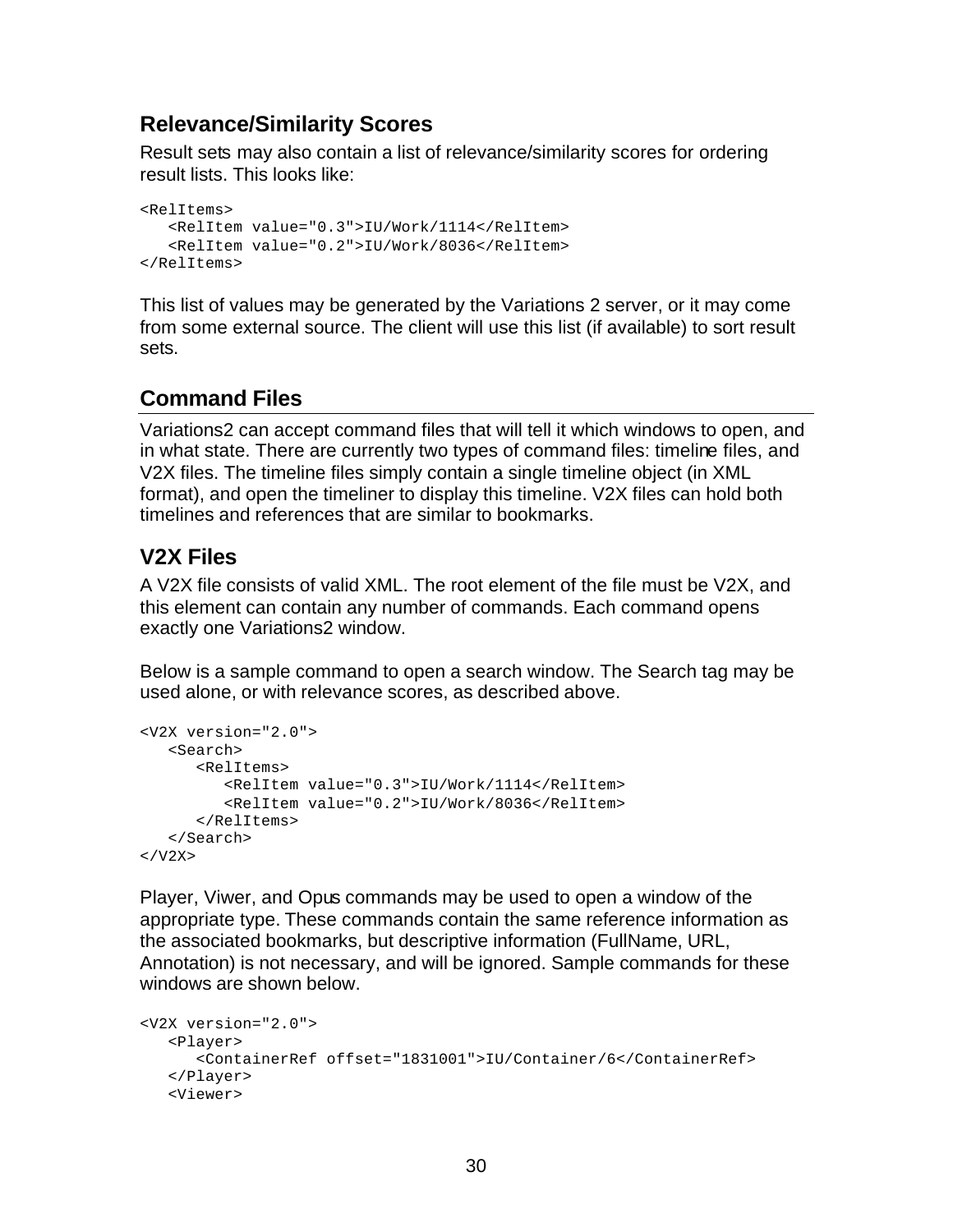### Relevance/Similarity Scores

Result sets may also contain a list of relevance/similarity scores for ordering result lists. This looks like:

```
<RelItems>
   <RelItem value="0.3">IU/Work/1114</RelItem>
   <RelItem value="0.2">IU/Work/8036</RelItem>
</RelItems>
```

This list of values may be generated by the Variations 2 server, or it may come from some external source. The client will use this list (if available) to sort result sets.

## Command Files

Variations2 can accept command files that will tell it which windows to open, and in what state. There are currently two types of command files: timeline files, and V2X files. The timeline files simply contain a single timeline object (in XML format), and open the timeliner to display this timeline. V2X files can hold both timelines and references that are similar to bookmarks.

### V2X Files

A V2X file consists of valid XML. The root element of the file must be V2X, and this element can contain any number of commands. Each command opens exactly one Variations2 window.

Below is a sample command to open a search window. The Search tag may be used alone, or with relevance scores, as described above.

```
<V2X version="2.0">
   <Search>
      <RelItems>
         <RelItem value="0.3">IU/Work/1114</RelItem>
         <RelItem value="0.2">IU/Work/8036</RelItem>
      </RelItems>
   </Search>
</V2X>
```

Player, Viwer, and Opus commands may be used to open a window of the appropriate type. These commands contain the same reference information as the associated bookmarks, but descriptive information (FullName, URL, Annotation) is not necessary, and will be ignored. Sample commands for these windows are shown below.

```
<V2X version="2.0">
   <Player>
      <ContainerRef offset="1831001">IU/Container/6</ContainerRef>
   </Player>
   <Viewer>
```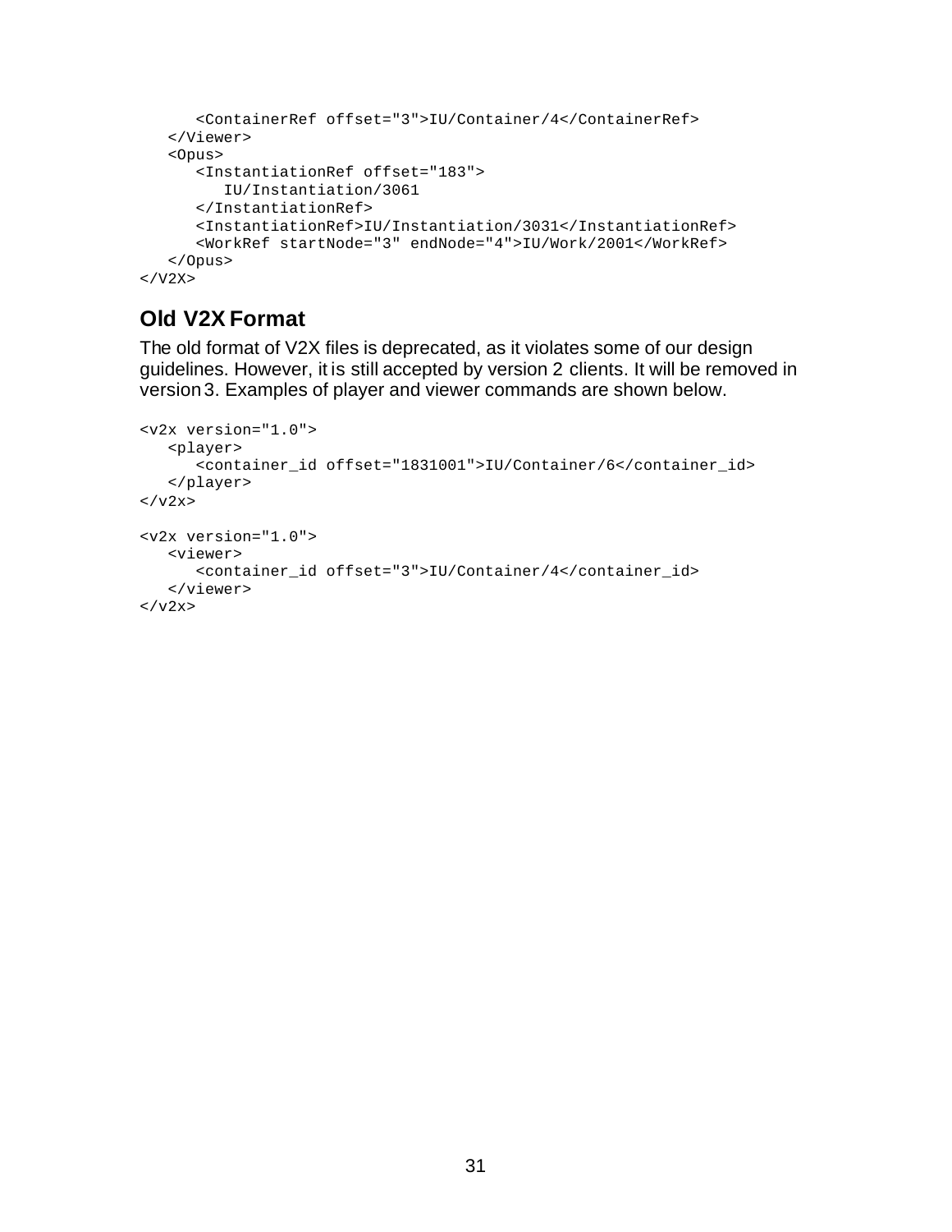```
      <ContainerRef offset="3">IU/Container/4</ContainerRef>
   </Viewer>
   <Opus>
      <InstantiationRef offset="183">
         IU/Instantiation/3061
      </InstantiationRef>
      <InstantiationRef>IU/Instantiation/3031</InstantiationRef>
      <WorkRef startNode="3" endNode="4">IU/Work/2001</WorkRef>
   </Opus>
</V2X>
```

## Old V2X Format

The old format of V2X files is deprecated, as it violates some of our design guidelines. However, it is still accepted by version 2 clients. It will be removed in version 3. Examples of player and viewer commands are shown below.

```
<v2x version="1.0">
   <player>
      <container_id offset="1831001">IU/Container/6</container_id>
   </player>
</v2x>

<v2x version="1.0">
   <viewer>
      <container_id offset="3">IU/Container/4</container_id>
   </viewer>
</v2x>
```